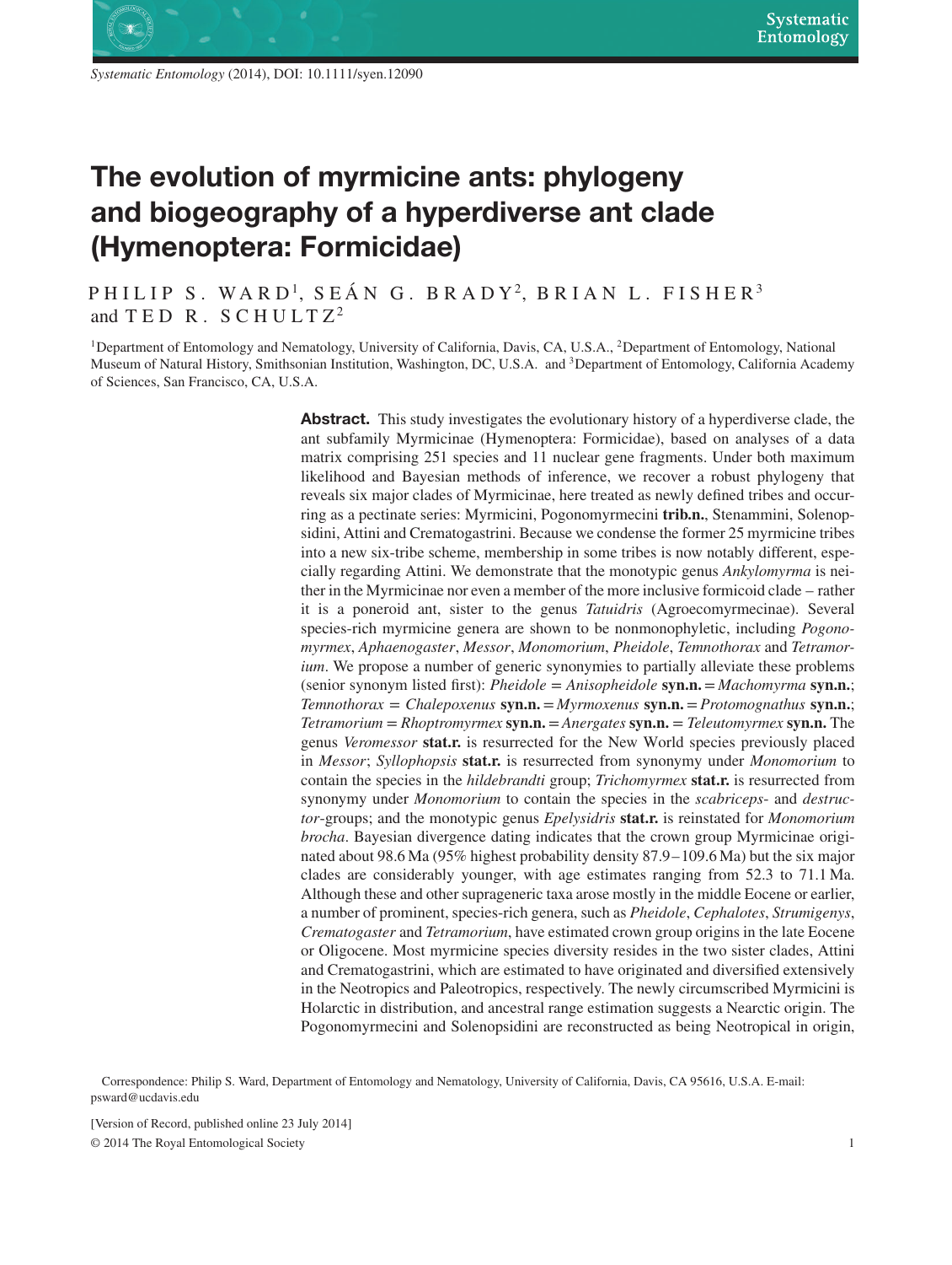# The evolution of myrmicine ants: phylogeny and biogeography of a hyperdiverse ant clade (Hymenoptera: Formicidae)

PHILIP S. WARD[1], SEÁN G. BRADY[2], BRIAN L. FISHER[3] and TED R. SCHULTZ[2]

[1]Department of Entomology and Nematology, University of California, Davis, CA, U.S.A., [2]Department of Entomology, National Museum of Natural History, Smithsonian Institution, Washington, DC, U.S.A. and [3]Department of Entomology, California Academy of Sciences, San Francisco, CA, U.S.A.

**Abstract.** This study investigates the evolutionary history of a hyperdiverse clade, the ant subfamily Myrmicinae (Hymenoptera: Formicidae), based on analyses of a data matrix comprising 251 species and 11 nuclear gene fragments. Under both maximum likelihood and Bayesian methods of inference, we recover a robust phylogeny that reveals six major clades of Myrmicinae, here treated as newly defined tribes and occurring as a pectinate series: Myrmicini, Pogonomyrmecini **trib.n.**, Stenammini, Solenopsidini, Attini and Crematogastrini. Because we condense the former 25 myrmicine tribes into a new six-tribe scheme, membership in some tribes is now notably different, especially regarding Attini. We demonstrate that the monotypic genus *Ankylomyrma* is neither in the Myrmicinae nor even a member of the more inclusive formicoid clade – rather it is a poneroid ant, sister to the genus *Tatuidris* (Agroecomyrmecinae). Several species-rich myrmicine genera are shown to be nonmonophyletic, including *Pogonomyrmex*, *Aphaenogaster*, *Messor*, *Monomorium*, *Pheidole*, *Temnothorax* and *Tetramorium*. We propose a number of generic synonymies to partially alleviate these problems (senior synonym listed first): *Pheidole* = *Anisopheidole* **syn.n.** = *Machomyrma* **syn.n.**; *Temnothorax* = *Chalepoxenus* **syn.n.** = *Myrmoxenus* **syn.n.** = *Protomognathus* **syn.n.**; *Tetramorium* = *Rhoptromyrmex* **syn.n.** = *Anergates* **syn.n.** = *Teleutomyrmex* **syn.n.** The genus *Veromessor* **stat.r.** is resurrected for the New World species previously placed in *Messor*; *Syllophopsis* **stat.r.** is resurrected from synonymy under *Monomorium* to contain the species in the *hildebrandti* group; *Trichomyrmex* **stat.r.** is resurrected from synonymy under *Monomorium* to contain the species in the *scabriceps*- and *destructor*-groups; and the monotypic genus *Epelysidris* **stat.r.** is reinstated for *Monomorium brocha*. Bayesian divergence dating indicates that the crown group Myrmicinae originated about 98.6 Ma (95% highest probability density 87.9–109.6 Ma) but the six major clades are considerably younger, with age estimates ranging from 52.3 to 71.1 Ma. Although these and other suprageneric taxa arose mostly in the middle Eocene or earlier, a number of prominent, species-rich genera, such as *Pheidole*, *Cephalotes*, *Strumigenys*, *Crematogaster* and *Tetramorium*, have estimated crown group origins in the late Eocene or Oligocene. Most myrmicine species diversity resides in the two sister clades, Attini and Crematogastrini, which are estimated to have originated and diversified extensively in the Neotropics and Paleotropics, respectively. The newly circumscribed Myrmicini is Holarctic in distribution, and ancestral range estimation suggests a Nearctic origin. The Pogonomyrmecini and Solenopsidini are reconstructed as being Neotropical in origin,

Correspondence: Philip S. Ward, Department of Entomology and Nematology, University of California, Davis, CA 95616, U.S.A. E-mail: psward@ucdavis.edu

[Version of Record, published online 23 July 2014]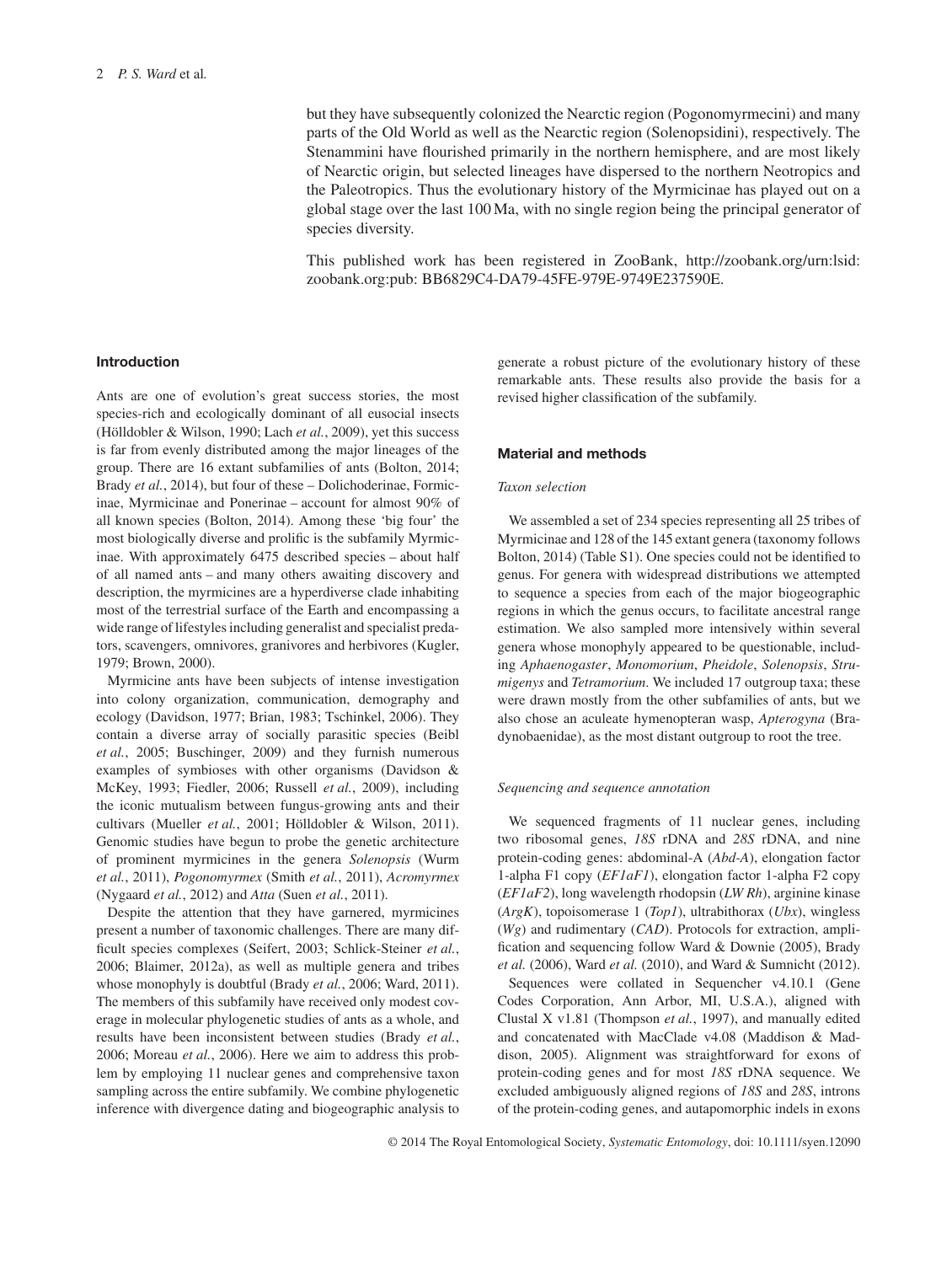but they have subsequently colonized the Nearctic region (Pogonomyrmecini) and many parts of the Old World as well as the Nearctic region (Solenopsidini), respectively. The Stenammini have flourished primarily in the northern hemisphere, and are most likely of Nearctic origin, but selected lineages have dispersed to the northern Neotropics and the Paleotropics. Thus the evolutionary history of the Myrmicinae has played out on a global stage over the last 100 Ma, with no single region being the principal generator of species diversity.

This published work has been registered in ZooBank, http://zoobank.org/urn:lsid:zoobank.org:pub: BB6829C4-DA79-45FE-979E-9749E237590E.

## Introduction

Ants are one of evolution's great success stories, the most species-rich and ecologically dominant of all eusocial insects (Hölldobler & Wilson, 1990; Lach *et al.*, 2009), yet this success is far from evenly distributed among the major lineages of the group. There are 16 extant subfamilies of ants (Bolton, 2014; Brady *et al.*, 2014), but four of these – Dolichoderinae, Formicinae, Myrmicinae and Ponerinae – account for almost 90% of all known species (Bolton, 2014). Among these 'big four' the most biologically diverse and prolific is the subfamily Myrmicinae. With approximately 6475 described species – about half of all named ants – and many others awaiting discovery and description, the myrmicines are a hyperdiverse clade inhabiting most of the terrestrial surface of the Earth and encompassing a wide range of lifestyles including generalist and specialist predators, scavengers, omnivores, granivores and herbivores (Kugler, 1979; Brown, 2000).

Myrmicine ants have been subjects of intense investigation into colony organization, communication, demography and ecology (Davidson, 1977; Brian, 1983; Tschinkel, 2006). They contain a diverse array of socially parasitic species (Beibl *et al.*, 2005; Buschinger, 2009) and they furnish numerous examples of symbioses with other organisms (Davidson & McKey, 1993; Fiedler, 2006; Russell *et al.*, 2009), including the iconic mutualism between fungus-growing ants and their cultivars (Mueller *et al.*, 2001; Hölldobler & Wilson, 2011). Genomic studies have begun to probe the genetic architecture of prominent myrmicines in the genera *Solenopsis* (Wurm *et al.*, 2011), *Pogonomyrmex* (Smith *et al.*, 2011), *Acromyrmex* (Nygaard *et al.*, 2012) and *Atta* (Suen *et al.*, 2011).

Despite the attention that they have garnered, myrmicines present a number of taxonomic challenges. There are many difficult species complexes (Seifert, 2003; Schlick-Steiner *et al.*, 2006; Blaimer, 2012a), as well as multiple genera and tribes whose monophyly is doubtful (Brady *et al.*, 2006; Ward, 2011). The members of this subfamily have received only modest coverage in molecular phylogenetic studies of ants as a whole, and results have been inconsistent between studies (Brady *et al.*, 2006; Moreau *et al.*, 2006). Here we aim to address this problem by employing 11 nuclear genes and comprehensive taxon sampling across the entire subfamily. We combine phylogenetic inference with divergence dating and biogeographic analysis to generate a robust picture of the evolutionary history of these remarkable ants. These results also provide the basis for a revised higher classification of the subfamily.

## Material and methods

### *Taxon selection*

We assembled a set of 234 species representing all 25 tribes of Myrmicinae and 128 of the 145 extant genera (taxonomy follows Bolton, 2014) (Table S1). One species could not be identified to genus. For genera with widespread distributions we attempted to sequence a species from each of the major biogeographic regions in which the genus occurs, to facilitate ancestral range estimation. We also sampled more intensively within several genera whose monophyly appeared to be questionable, including *Aphaenogaster*, *Monomorium*, *Pheidole*, *Solenopsis*, *Strumigenys* and *Tetramorium*. We included 17 outgroup taxa; these were drawn mostly from the other subfamilies of ants, but we also chose an aculeate hymenopteran wasp, *Apterogyna* (Bradynobaenidae), as the most distant outgroup to root the tree.

### *Sequencing and sequence annotation*

We sequenced fragments of 11 nuclear genes, including two ribosomal genes, *18S* rDNA and *28S* rDNA, and nine protein-coding genes: abdominal-A (*Abd-A*), elongation factor 1-alpha F1 copy (*EF1aF1*), elongation factor 1-alpha F2 copy (*EF1aF2*), long wavelength rhodopsin (*LW Rh*), arginine kinase (*ArgK*), topoisomerase 1 (*Top1*), ultrabithorax (*Ubx*), wingless (*Wg*) and rudimentary (*CAD*). Protocols for extraction, amplification and sequencing follow Ward & Downie (2005), Brady *et al.* (2006), Ward *et al.* (2010), and Ward & Sumnicht (2012).

Sequences were collated in Sequencher v4.10.1 (Gene Codes Corporation, Ann Arbor, MI, U.S.A.), aligned with Clustal X v1.81 (Thompson *et al.*, 1997), and manually edited and concatenated with MacClade v4.08 (Maddison & Maddison, 2005). Alignment was straightforward for exons of protein-coding genes and for most *18S* rDNA sequence. We excluded ambiguously aligned regions of *18S* and *28S*, introns of the protein-coding genes, and autapomorphic indels in exons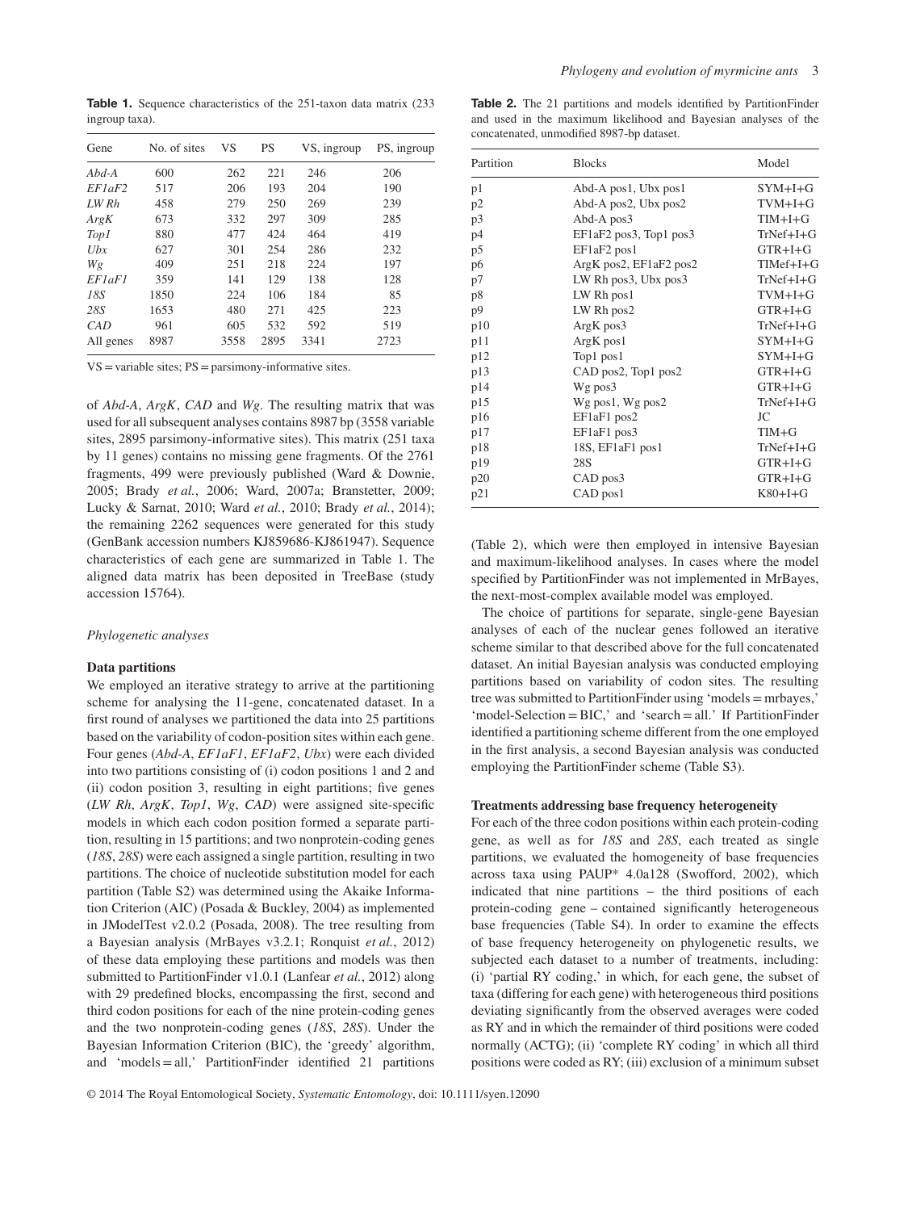**Table 1.** Sequence characteristics of the 251-taxon data matrix (233 ingroup taxa).

| Gene | No. of sites | VS | PS | VS, ingroup | PS, ingroup |
|---|---|---|---|---|---|
| *Abd-A* | 600 | 262 | 221 | 246 | 206 |
| *EF1aF2* | 517 | 206 | 193 | 204 | 190 |
| *LW Rh* | 458 | 279 | 250 | 269 | 239 |
| *ArgK* | 673 | 332 | 297 | 309 | 285 |
| *Top1* | 880 | 477 | 424 | 464 | 419 |
| *Ubx* | 627 | 301 | 254 | 286 | 232 |
| *Wg* | 409 | 251 | 218 | 224 | 197 |
| *EF1aF1* | 359 | 141 | 129 | 138 | 128 |
| *18S* | 1850 | 224 | 106 | 184 | 85 |
| *28S* | 1653 | 480 | 271 | 425 | 223 |
| *CAD* | 961 | 605 | 532 | 592 | 519 |
| All genes | 8987 | 3558 | 2895 | 3341 | 2723 |

VS = variable sites; PS = parsimony-informative sites.

of *Abd-A*, *ArgK*, *CAD* and *Wg*. The resulting matrix that was used for all subsequent analyses contains 8987 bp (3558 variable sites, 2895 parsimony-informative sites). This matrix (251 taxa by 11 genes) contains no missing gene fragments. Of the 2761 fragments, 499 were previously published (Ward & Downie, 2005; Brady *et al.*, 2006; Ward, 2007a; Branstetter, 2009; Lucky & Sarnat, 2010; Ward *et al.*, 2010; Brady *et al.*, 2014); the remaining 2262 sequences were generated for this study (GenBank accession numbers KJ859686-KJ861947). Sequence characteristics of each gene are summarized in Table 1. The aligned data matrix has been deposited in TreeBase (study accession 15764).

*Phylogenetic analyses*

**Data partitions**

We employed an iterative strategy to arrive at the partitioning scheme for analysing the 11-gene, concatenated dataset. In a first round of analyses we partitioned the data into 25 partitions based on the variability of codon-position sites within each gene. Four genes (*Abd-A*, *EF1aF1*, *EF1aF2*, *Ubx*) were each divided into two partitions consisting of (i) codon positions 1 and 2 and (ii) codon position 3, resulting in eight partitions; five genes (*LW Rh*, *ArgK*, *Top1*, *Wg*, *CAD*) were assigned site-specific models in which each codon position formed a separate partition, resulting in 15 partitions; and two nonprotein-coding genes (*18S*, *28S*) were each assigned a single partition, resulting in two partitions. The choice of nucleotide substitution model for each partition (Table S2) was determined using the Akaike Information Criterion (AIC) (Posada & Buckley, 2004) as implemented in JModelTest v2.0.2 (Posada, 2008). The tree resulting from a Bayesian analysis (MrBayes v3.2.1; Ronquist *et al.*, 2012) of these data employing these partitions and models was then submitted to PartitionFinder v1.0.1 (Lanfear *et al.*, 2012) along with 29 predefined blocks, encompassing the first, second and third codon positions for each of the nine protein-coding genes and the two nonprotein-coding genes (*18S*, *28S*). Under the Bayesian Information Criterion (BIC), the 'greedy' algorithm, and 'models = all,' PartitionFinder identified 21 partitions

**Table 2.** The 21 partitions and models identified by PartitionFinder and used in the maximum likelihood and Bayesian analyses of the concatenated, unmodified 8987-bp dataset.

| Partition | Blocks | Model |
|---|---|---|
| p1 | Abd-A pos1, Ubx pos1 | SYM+I+G |
| p2 | Abd-A pos2, Ubx pos2 | TVM+I+G |
| p3 | Abd-A pos3 | TIM+I+G |
| p4 | EF1aF2 pos3, Top1 pos3 | TrNef+I+G |
| p5 | EF1aF2 pos1 | GTR+I+G |
| p6 | ArgK pos2, EF1aF2 pos2 | TIMef+I+G |
| p7 | LW Rh pos3, Ubx pos3 | TrNef+I+G |
| p8 | LW Rh pos1 | TVM+I+G |
| p9 | LW Rh pos2 | GTR+I+G |
| p10 | ArgK pos3 | TrNef+I+G |
| p11 | ArgK pos1 | SYM+I+G |
| p12 | Top1 pos1 | SYM+I+G |
| p13 | CAD pos2, Top1 pos2 | GTR+I+G |
| p14 | Wg pos3 | GTR+I+G |
| p15 | Wg pos1, Wg pos2 | TrNef+I+G |
| p16 | EF1aF1 pos2 | JC |
| p17 | EF1aF1 pos3 | TIM+G |
| p18 | 18S, EF1aF1 pos1 | TrNef+I+G |
| p19 | 28S | GTR+I+G |
| p20 | CAD pos3 | GTR+I+G |
| p21 | CAD pos1 | K80+I+G |

(Table 2), which were then employed in intensive Bayesian and maximum-likelihood analyses. In cases where the model specified by PartitionFinder was not implemented in MrBayes, the next-most-complex available model was employed.

The choice of partitions for separate, single-gene Bayesian analyses of each of the nuclear genes followed an iterative scheme similar to that described above for the full concatenated dataset. An initial Bayesian analysis was conducted employing partitions based on variability of codon sites. The resulting tree was submitted to PartitionFinder using 'models = mrbayes,' 'model-Selection = BIC,' and 'search = all.' If PartitionFinder identified a partitioning scheme different from the one employed in the first analysis, a second Bayesian analysis was conducted employing the PartitionFinder scheme (Table S3).

**Treatments addressing base frequency heterogeneity**

For each of the three codon positions within each protein-coding gene, as well as for *18S* and *28S*, each treated as single partitions, we evaluated the homogeneity of base frequencies across taxa using PAUP* 4.0a128 (Swofford, 2002), which indicated that nine partitions – the third positions of each protein-coding gene – contained significantly heterogeneous base frequencies (Table S4). In order to examine the effects of base frequency heterogeneity on phylogenetic results, we subjected each dataset to a number of treatments, including: (i) 'partial RY coding,' in which, for each gene, the subset of taxa (differing for each gene) with heterogeneous third positions deviating significantly from the observed averages were coded as RY and in which the remainder of third positions were coded normally (ACTG); (ii) 'complete RY coding' in which all third positions were coded as RY; (iii) exclusion of a minimum subset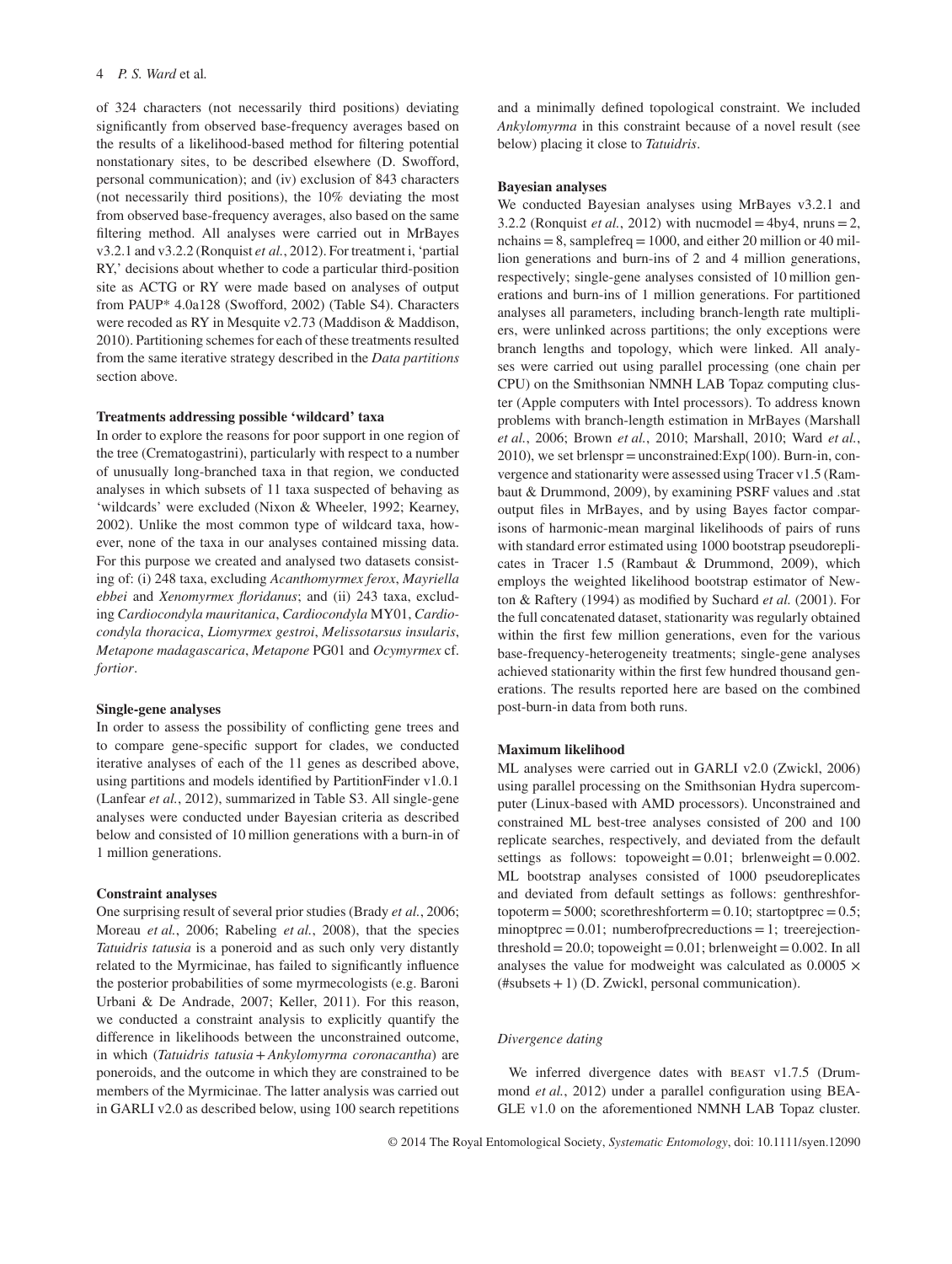of 324 characters (not necessarily third positions) deviating significantly from observed base-frequency averages based on the results of a likelihood-based method for filtering potential nonstationary sites, to be described elsewhere (D. Swofford, personal communication); and (iv) exclusion of 843 characters (not necessarily third positions), the 10% deviating the most from observed base-frequency averages, also based on the same filtering method. All analyses were carried out in MrBayes v3.2.1 and v3.2.2 (Ronquist *et al.*, 2012). For treatment i, 'partial RY,' decisions about whether to code a particular third-position site as ACTG or RY were made based on analyses of output from PAUP* 4.0a128 (Swofford, 2002) (Table S4). Characters were recoded as RY in Mesquite v2.73 (Maddison & Maddison, 2010). Partitioning schemes for each of these treatments resulted from the same iterative strategy described in the *Data partitions* section above.

#### Treatments addressing possible 'wildcard' taxa

In order to explore the reasons for poor support in one region of the tree (Crematogastrini), particularly with respect to a number of unusually long-branched taxa in that region, we conducted analyses in which subsets of 11 taxa suspected of behaving as 'wildcards' were excluded (Nixon & Wheeler, 1992; Kearney, 2002). Unlike the most common type of wildcard taxa, however, none of the taxa in our analyses contained missing data. For this purpose we created and analysed two datasets consisting of: (i) 248 taxa, excluding *Acanthomyrmex ferox*, *Mayriella ebbei* and *Xenomyrmex floridanus*; and (ii) 243 taxa, excluding *Cardiocondyla mauritanica*, *Cardiocondyla* MY01, *Cardiocondyla thoracica*, *Liomyrmex gestroi*, *Melissotarsus insularis*, *Metapone madagascarica*, *Metapone* PG01 and *Ocymyrmex* cf. *fortior*.

#### Single-gene analyses

In order to assess the possibility of conflicting gene trees and to compare gene-specific support for clades, we conducted iterative analyses of each of the 11 genes as described above, using partitions and models identified by PartitionFinder v1.0.1 (Lanfear *et al.*, 2012), summarized in Table S3. All single-gene analyses were conducted under Bayesian criteria as described below and consisted of 10 million generations with a burn-in of 1 million generations.

#### Constraint analyses

One surprising result of several prior studies (Brady *et al.*, 2006; Moreau *et al.*, 2006; Rabeling *et al.*, 2008), that the species *Tatuidris tatusia* is a poneroid and as such only very distantly related to the Myrmicinae, has failed to significantly influence the posterior probabilities of some myrmecologists (e.g. Baroni Urbani & De Andrade, 2007; Keller, 2011). For this reason, we conducted a constraint analysis to explicitly quantify the difference in likelihoods between the unconstrained outcome, in which (*Tatuidris tatusia* + *Ankylomyrma coronacantha*) are poneroids, and the outcome in which they are constrained to be members of the Myrmicinae. The latter analysis was carried out in GARLI v2.0 as described below, using 100 search repetitions and a minimally defined topological constraint. We included *Ankylomyrma* in this constraint because of a novel result (see below) placing it close to *Tatuidris*.

#### Bayesian analyses

We conducted Bayesian analyses using MrBayes v3.2.1 and 3.2.2 (Ronquist *et al.*, 2012) with nucmodel = 4by4, nruns = 2, nchains = 8, samplefreq = 1000, and either 20 million or 40 million generations and burn-ins of 2 and 4 million generations, respectively; single-gene analyses consisted of 10 million generations and burn-ins of 1 million generations. For partitioned analyses all parameters, including branch-length rate multipliers, were unlinked across partitions; the only exceptions were branch lengths and topology, which were linked. All analyses were carried out using parallel processing (one chain per CPU) on the Smithsonian NMNH LAB Topaz computing cluster (Apple computers with Intel processors). To address known problems with branch-length estimation in MrBayes (Marshall *et al.*, 2006; Brown *et al.*, 2010; Marshall, 2010; Ward *et al.*, 2010), we set brlenspr = unconstrained:Exp(100). Burn-in, convergence and stationarity were assessed using Tracer v1.5 (Rambaut & Drummond, 2009), by examining PSRF values and .stat output files in MrBayes, and by using Bayes factor comparisons of harmonic-mean marginal likelihoods of pairs of runs with standard error estimated using 1000 bootstrap pseudoreplicates in Tracer 1.5 (Rambaut & Drummond, 2009), which employs the weighted likelihood bootstrap estimator of Newton & Raftery (1994) as modified by Suchard *et al.* (2001). For the full concatenated dataset, stationarity was regularly obtained within the first few million generations, even for the various base-frequency-heterogeneity treatments; single-gene analyses achieved stationarity within the first few hundred thousand generations. The results reported here are based on the combined post-burn-in data from both runs.

#### Maximum likelihood

ML analyses were carried out in GARLI v2.0 (Zwickl, 2006) using parallel processing on the Smithsonian Hydra supercomputer (Linux-based with AMD processors). Unconstrained and constrained ML best-tree analyses consisted of 200 and 100 replicate searches, respectively, and deviated from the default settings as follows: topoweight = 0.01; brlenweight = 0.002. ML bootstrap analyses consisted of 1000 pseudoreplicates and deviated from default settings as follows: genthreshfortopoterm = 5000; scorethreshforterm = 0.10; startoptprec = 0.5; minoptprec = 0.01; numberofprecreductions = 1; treerejectionthreshold = 20.0; topoweight = 0.01; brlenweight = 0.002. In all analyses the value for modweight was calculated as $0.0005 \times$ (#subsets + 1) (D. Zwickl, personal communication).

### *Divergence dating*

We inferred divergence dates with BEAST v1.7.5 (Drummond *et al.*, 2012) under a parallel configuration using BEAGLE v1.0 on the aforementioned NMNH LAB Topaz cluster.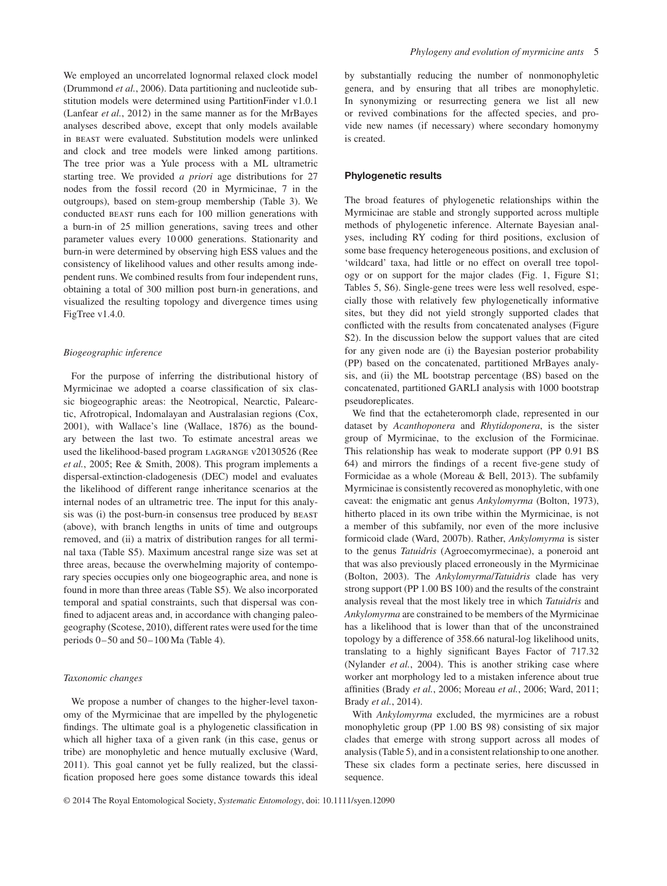We employed an uncorrelated lognormal relaxed clock model (Drummond *et al.*, 2006). Data partitioning and nucleotide substitution models were determined using PartitionFinder v1.0.1 (Lanfear *et al.*, 2012) in the same manner as for the MrBayes analyses described above, except that only models available in BEAST were evaluated. Substitution models were unlinked and clock and tree models were linked among partitions. The tree prior was a Yule process with a ML ultrametric starting tree. We provided *a priori* age distributions for 27 nodes from the fossil record (20 in Myrmicinae, 7 in the outgroups), based on stem-group membership (Table 3). We conducted BEAST runs each for 100 million generations with a burn-in of 25 million generations, saving trees and other parameter values every 10 000 generations. Stationarity and burn-in were determined by observing high ESS values and the consistency of likelihood values and other results among independent runs. We combined results from four independent runs, obtaining a total of 300 million post burn-in generations, and visualized the resulting topology and divergence times using FigTree v1.4.0.

### *Biogeographic inference*

For the purpose of inferring the distributional history of Myrmicinae we adopted a coarse classification of six classic biogeographic areas: the Neotropical, Nearctic, Palearctic, Afrotropical, Indomalayan and Australasian regions (Cox, 2001), with Wallace's line (Wallace, 1876) as the boundary between the last two. To estimate ancestral areas we used the likelihood-based program LAGRANGE v20130526 (Ree *et al.*, 2005; Ree & Smith, 2008). This program implements a dispersal-extinction-cladogenesis (DEC) model and evaluates the likelihood of different range inheritance scenarios at the internal nodes of an ultrametric tree. The input for this analysis was (i) the post-burn-in consensus tree produced by BEAST (above), with branch lengths in units of time and outgroups removed, and (ii) a matrix of distribution ranges for all terminal taxa (Table S5). Maximum ancestral range size was set at three areas, because the overwhelming majority of contemporary species occupies only one biogeographic area, and none is found in more than three areas (Table S5). We also incorporated temporal and spatial constraints, such that dispersal was confined to adjacent areas and, in accordance with changing paleogeography (Scotese, 2010), different rates were used for the time periods 0–50 and 50–100 Ma (Table 4).

### *Taxonomic changes*

We propose a number of changes to the higher-level taxonomy of the Myrmicinae that are impelled by the phylogenetic findings. The ultimate goal is a phylogenetic classification in which all higher taxa of a given rank (in this case, genus or tribe) are monophyletic and hence mutually exclusive (Ward, 2011). This goal cannot yet be fully realized, but the classification proposed here goes some distance towards this ideal by substantially reducing the number of nonmonophyletic genera, and by ensuring that all tribes are monophyletic. In synonymizing or resurrecting genera we list all new or revived combinations for the affected species, and provide new names (if necessary) where secondary homonymy is created.

## **Phylogenetic results**

The broad features of phylogenetic relationships within the Myrmicinae are stable and strongly supported across multiple methods of phylogenetic inference. Alternate Bayesian analyses, including RY coding for third positions, exclusion of some base frequency heterogeneous positions, and exclusion of 'wildcard' taxa, had little or no effect on overall tree topology or on support for the major clades (Fig. 1, Figure S1; Tables 5, S6). Single-gene trees were less well resolved, especially those with relatively few phylogenetically informative sites, but they did not yield strongly supported clades that conflicted with the results from concatenated analyses (Figure S2). In the discussion below the support values that are cited for any given node are (i) the Bayesian posterior probability (PP) based on the concatenated, partitioned MrBayes analysis, and (ii) the ML bootstrap percentage (BS) based on the concatenated, partitioned GARLI analysis with 1000 bootstrap pseudoreplicates.

We find that the ectaheteromorph clade, represented in our dataset by *Acanthoponera* and *Rhytidoponera*, is the sister group of Myrmicinae, to the exclusion of the Formicinae. This relationship has weak to moderate support (PP 0.91 BS 64) and mirrors the findings of a recent five-gene study of Formicidae as a whole (Moreau & Bell, 2013). The subfamily Myrmicinae is consistently recovered as monophyletic, with one caveat: the enigmatic ant genus *Ankylomyrma* (Bolton, 1973), hitherto placed in its own tribe within the Myrmicinae, is not a member of this subfamily, nor even of the more inclusive formicoid clade (Ward, 2007b). Rather, *Ankylomyrma* is sister to the genus *Tatuidris* (Agroecomyrmecinae), a poneroid ant that was also previously placed erroneously in the Myrmicinae (Bolton, 2003). The *Ankylomyrma*/*Tatuidris* clade has very strong support (PP 1.00 BS 100) and the results of the constraint analysis reveal that the most likely tree in which *Tatuidris* and *Ankylomyrma* are constrained to be members of the Myrmicinae has a likelihood that is lower than that of the unconstrained topology by a difference of 358.66 natural-log likelihood units, translating to a highly significant Bayes Factor of 717.32 (Nylander *et al.*, 2004). This is another striking case where worker ant morphology led to a mistaken inference about true affinities (Brady *et al.*, 2006; Moreau *et al.*, 2006; Ward, 2011; Brady *et al.*, 2014).

With *Ankylomyrma* excluded, the myrmicines are a robust monophyletic group (PP 1.00 BS 98) consisting of six major clades that emerge with strong support across all modes of analysis (Table 5), and in a consistent relationship to one another. These six clades form a pectinate series, here discussed in sequence.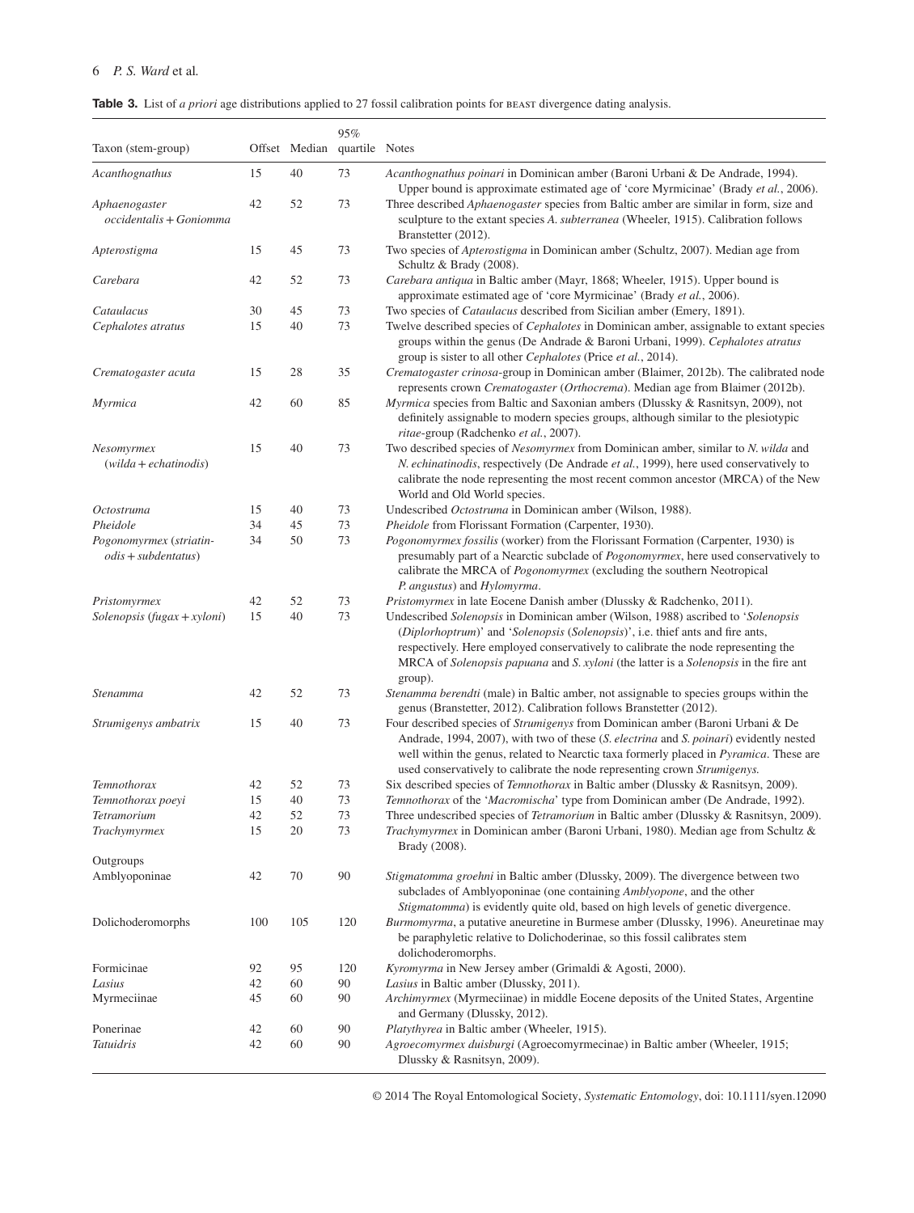**Table 3.** List of *a priori* age distributions applied to 27 fossil calibration points for BEAST divergence dating analysis.

| Taxon (stem-group) | Offset | Median | 95% quartile | Notes |
|---|---|---|---|---|
| *Acanthognathus* | 15 | 40 | 73 | *Acanthognathus poinari* in Dominican amber (Baroni Urbani & De Andrade, 1994). Upper bound is approximate estimated age of 'core Myrmicinae' (Brady *et al.*, 2006). |
| *Aphaenogaster occidentalis* + *Goniomma* | 42 | 52 | 73 | Three described *Aphaenogaster* species from Baltic amber are similar in form, size and sculpture to the extant species *A. subterranea* (Wheeler, 1915). Calibration follows Branstetter (2012). |
| *Apterostigma* | 15 | 45 | 73 | Two species of *Apterostigma* in Dominican amber (Schultz, 2007). Median age from Schultz & Brady (2008). |
| *Carebara* | 42 | 52 | 73 | *Carebara antiqua* in Baltic amber (Mayr, 1868; Wheeler, 1915). Upper bound is approximate estimated age of 'core Myrmicinae' (Brady *et al.*, 2006). |
| *Cataulacus* | 30 | 45 | 73 | Two species of *Cataulacus* described from Sicilian amber (Emery, 1891). |
| *Cephalotes atratus* | 15 | 40 | 73 | Twelve described species of *Cephalotes* in Dominican amber, assignable to extant species groups within the genus (De Andrade & Baroni Urbani, 1999). *Cephalotes atratus* group is sister to all other *Cephalotes* (Price *et al.*, 2014). |
| *Crematogaster acuta* | 15 | 28 | 35 | *Crematogaster crinosa*-group in Dominican amber (Blaimer, 2012b). The calibrated node represents crown *Crematogaster* (*Orthocrema*). Median age from Blaimer (2012b). |
| *Myrmica* | 42 | 60 | 85 | *Myrmica* species from Baltic and Saxonian ambers (Dlussky & Rasnitsyn, 2009), not definitely assignable to modern species groups, although similar to the plesiotypic *ritae*-group (Radchenko *et al.*, 2007). |
| *Nesomyrmex* (*wilda* + *echatinodis*) | 15 | 40 | 73 | Two described species of *Nesomyrmex* from Dominican amber, similar to *N. wilda* and *N. echinatinodis*, respectively (De Andrade *et al.*, 1999), here used conservatively to calibrate the node representing the most recent common ancestor (MRCA) of the New World and Old World species. |
| *Octostruma* | 15 | 40 | 73 | Undescribed *Octostruma* in Dominican amber (Wilson, 1988). |
| *Pheidole* | 34 | 45 | 73 | *Pheidole* from Florissant Formation (Carpenter, 1930). |
| *Pogonomyrmex* (*striatinodis* + *subdentatus*) | 34 | 50 | 73 | *Pogonomyrmex fossilis* (worker) from the Florissant Formation (Carpenter, 1930) is presumably part of a Nearctic subclade of *Pogonomyrmex*, here used conservatively to calibrate the MRCA of *Pogonomyrmex* (excluding the southern Neotropical *P. angustus*) and *Hylomyrma*. |
| *Pristomyrmex* | 42 | 52 | 73 | *Pristomyrmex* in late Eocene Danish amber (Dlussky & Radchenko, 2011). |
| *Solenopsis* (*fugax* + *xyloni*) | 15 | 40 | 73 | Undescribed *Solenopsis* in Dominican amber (Wilson, 1988) ascribed to '*Solenopsis* (*Diplorhoptrum*)' and '*Solenopsis* (*Solenopsis*)', i.e. thief ants and fire ants, respectively. Here employed conservatively to calibrate the node representing the MRCA of *Solenopsis papuana* and *S. xyloni* (the latter is a *Solenopsis* in the fire ant group). |
| *Stenamma* | 42 | 52 | 73 | *Stenamma berendti* (male) in Baltic amber, not assignable to species groups within the genus (Branstetter, 2012). Calibration follows Branstetter (2012). |
| *Strumigenys ambatrix* | 15 | 40 | 73 | Four described species of *Strumigenys* from Dominican amber (Baroni Urbani & De Andrade, 1994, 2007), with two of these (*S. electrina* and *S. poinari*) evidently nested well within the genus, related to Nearctic taxa formerly placed in *Pyramica*. These are used conservatively to calibrate the node representing crown *Strumigenys*. |
| *Temnothorax* | 42 | 52 | 73 | Six described species of *Temnothorax* in Baltic amber (Dlussky & Rasnitsyn, 2009). |
| *Temnothorax poeyi* | 15 | 40 | 73 | *Temnothorax* of the '*Macromischa*' type from Dominican amber (De Andrade, 1992). |
| *Tetramorium* | 42 | 52 | 73 | Three undescribed species of *Tetramorium* in Baltic amber (Dlussky & Rasnitsyn, 2009). |
| *Trachymyrmex* | 15 | 20 | 73 | *Trachymyrmex* in Dominican amber (Baroni Urbani, 1980). Median age from Schultz & Brady (2008). |
| Outgroups | | | | |
| Amblyoponinae | 42 | 70 | 90 | *Stigmatomma groehni* in Baltic amber (Dlussky, 2009). The divergence between two subclades of Amblyoponinae (one containing *Amblyopone*, and the other *Stigmatomma*) is evidently quite old, based on high levels of genetic divergence. |
| Dolichoderomorphs | 100 | 105 | 120 | *Burmomyrma*, a putative aneuretine in Burmese amber (Dlussky, 1996). Aneuretinae may be paraphyletic relative to Dolichoderinae, so this fossil calibrates stem dolichoderomorphs. |
| Formicinae | 92 | 95 | 120 | *Kyromyrma* in New Jersey amber (Grimaldi & Agosti, 2000). |
| *Lasius* | 42 | 60 | 90 | *Lasius* in Baltic amber (Dlussky, 2011). |
| Myrmeciinae | 45 | 60 | 90 | *Archimyrmex* (Myrmeciinae) in middle Eocene deposits of the United States, Argentine and Germany (Dlussky, 2012). |
| Ponerinae | 42 | 60 | 90 | *Platythyrea* in Baltic amber (Wheeler, 1915). |
| *Tatuidris* | 42 | 60 | 90 | *Agroecomyrmex duisburgi* (Agroecomyrmecinae) in Baltic amber (Wheeler, 1915; Dlussky & Rasnitsyn, 2009). |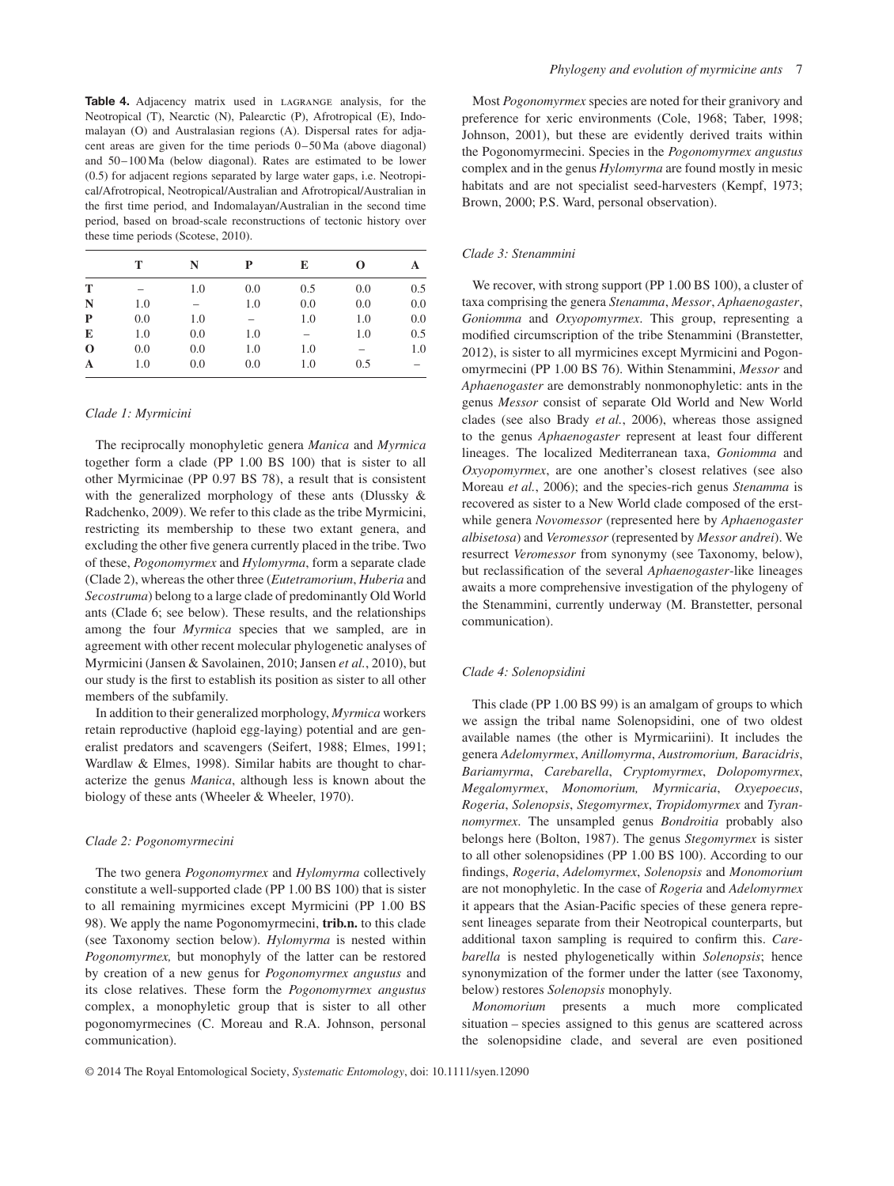**Table 4.** Adjacency matrix used in LAGRANGE analysis, for the Neotropical (T), Nearctic (N), Palearctic (P), Afrotropical (E), Indomalayan (O) and Australasian regions (A). Dispersal rates for adjacent areas are given for the time periods 0–50 Ma (above diagonal) and 50–100 Ma (below diagonal). Rates are estimated to be lower (0.5) for adjacent regions separated by large water gaps, i.e. Neotropical/Afrotropical, Neotropical/Australian and Afrotropical/Australian in the first time period, and Indomalayan/Australian in the second time period, based on broad-scale reconstructions of tectonic history over these time periods (Scotese, 2010).

| | T | N | P | E | O | A |
|---|---|---|---|---|---|---|
| **T** | – | 1.0 | 0.0 | 0.5 | 0.0 | 0.5 |
| **N** | 1.0 | – | 1.0 | 0.0 | 0.0 | 0.0 |
| **P** | 0.0 | 1.0 | – | 1.0 | 1.0 | 0.0 |
| **E** | 1.0 | 0.0 | 1.0 | – | 1.0 | 0.5 |
| **O** | 0.0 | 0.0 | 1.0 | 1.0 | – | 1.0 |
| **A** | 1.0 | 0.0 | 0.0 | 1.0 | 0.5 | – |

### *Clade 1: Myrmicini*

The reciprocally monophyletic genera *Manica* and *Myrmica* together form a clade (PP 1.00 BS 100) that is sister to all other Myrmicinae (PP 0.97 BS 78), a result that is consistent with the generalized morphology of these ants (Dlussky & Radchenko, 2009). We refer to this clade as the tribe Myrmicini, restricting its membership to these two extant genera, and excluding the other five genera currently placed in the tribe. Two of these, *Pogonomyrmex* and *Hylomyrma*, form a separate clade (Clade 2), whereas the other three (*Eutetramorium*, *Huberia* and *Secostruma*) belong to a large clade of predominantly Old World ants (Clade 6; see below). These results, and the relationships among the four *Myrmica* species that we sampled, are in agreement with other recent molecular phylogenetic analyses of Myrmicini (Jansen & Savolainen, 2010; Jansen *et al.*, 2010), but our study is the first to establish its position as sister to all other members of the subfamily.

In addition to their generalized morphology, *Myrmica* workers retain reproductive (haploid egg-laying) potential and are generalist predators and scavengers (Seifert, 1988; Elmes, 1991; Wardlaw & Elmes, 1998). Similar habits are thought to characterize the genus *Manica*, although less is known about the biology of these ants (Wheeler & Wheeler, 1970).

### *Clade 2: Pogonomyrmecini*

The two genera *Pogonomyrmex* and *Hylomyrma* collectively constitute a well-supported clade (PP 1.00 BS 100) that is sister to all remaining myrmicines except Myrmicini (PP 1.00 BS 98). We apply the name Pogonomyrmecini, **trib.n.** to this clade (see Taxonomy section below). *Hylomyrma* is nested within *Pogonomyrmex,* but monophyly of the latter can be restored by creation of a new genus for *Pogonomyrmex angustus* and its close relatives. These form the *Pogonomyrmex angustus* complex, a monophyletic group that is sister to all other pogonomyrmecines (C. Moreau and R.A. Johnson, personal communication).

Most *Pogonomyrmex* species are noted for their granivory and preference for xeric environments (Cole, 1968; Taber, 1998; Johnson, 2001), but these are evidently derived traits within the Pogonomyrmecini. Species in the *Pogonomyrmex angustus* complex and in the genus *Hylomyrma* are found mostly in mesic habitats and are not specialist seed-harvesters (Kempf, 1973; Brown, 2000; P.S. Ward, personal observation).

### *Clade 3: Stenammini*

We recover, with strong support (PP 1.00 BS 100), a cluster of taxa comprising the genera *Stenamma*, *Messor*, *Aphaenogaster*, *Goniomma* and *Oxyopomyrmex*. This group, representing a modified circumscription of the tribe Stenammini (Branstetter, 2012), is sister to all myrmicines except Myrmicini and Pogonomyrmecini (PP 1.00 BS 76). Within Stenammini, *Messor* and *Aphaenogaster* are demonstrably nonmonophyletic: ants in the genus *Messor* consist of separate Old World and New World clades (see also Brady *et al.*, 2006), whereas those assigned to the genus *Aphaenogaster* represent at least four different lineages. The localized Mediterranean taxa, *Goniomma* and *Oxyopomyrmex*, are one another's closest relatives (see also Moreau *et al.*, 2006); and the species-rich genus *Stenamma* is recovered as sister to a New World clade composed of the erstwhile genera *Novomessor* (represented here by *Aphaenogaster albisetosa*) and *Veromessor* (represented by *Messor andrei*). We resurrect *Veromessor* from synonymy (see Taxonomy, below), but reclassification of the several *Aphaenogaster*-like lineages awaits a more comprehensive investigation of the phylogeny of the Stenammini, currently underway (M. Branstetter, personal communication).

### *Clade 4: Solenopsidini*

This clade (PP 1.00 BS 99) is an amalgam of groups to which we assign the tribal name Solenopsidini, one of two oldest available names (the other is Myrmicariini). It includes the genera *Adelomyrmex*, *Anillomyrma*, *Austromorium, Baracidris*, *Bariamyrma*, *Carebarella*, *Cryptomyrmex*, *Dolopomyrmex*, *Megalomyrmex*, *Monomorium, Myrmicaria*, *Oxyepoecus*, *Rogeria*, *Solenopsis*, *Stegomyrmex*, *Tropidomyrmex* and *Tyrannomyrmex*. The unsampled genus *Bondroitia* probably also belongs here (Bolton, 1987). The genus *Stegomyrmex* is sister to all other solenopsidines (PP 1.00 BS 100). According to our findings, *Rogeria*, *Adelomyrmex*, *Solenopsis* and *Monomorium* are not monophyletic. In the case of *Rogeria* and *Adelomyrmex* it appears that the Asian-Pacific species of these genera represent lineages separate from their Neotropical counterparts, but additional taxon sampling is required to confirm this. *Carebarella* is nested phylogenetically within *Solenopsis*; hence synonymization of the former under the latter (see Taxonomy, below) restores *Solenopsis* monophyly.

*Monomorium* presents a much more complicated situation – species assigned to this genus are scattered across the solenopsidine clade, and several are even positioned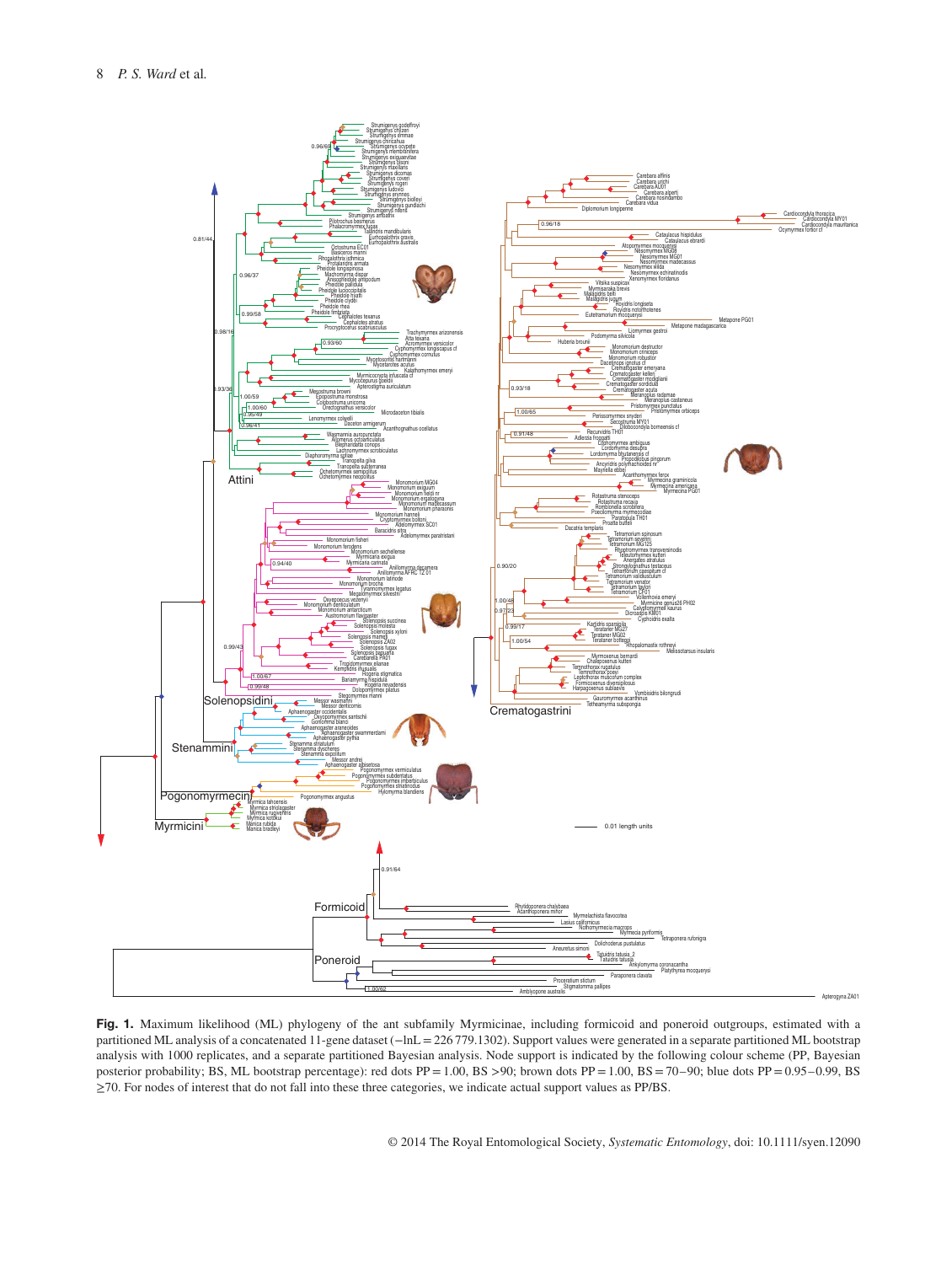**Fig. 1.** Maximum likelihood (ML) phylogeny of the ant subfamily Myrmicinae, including formicoid and poneroid outgroups, estimated with a partitioned ML analysis of a concatenated 11-gene dataset (−lnL = 226 779.1302). Support values were generated in a separate partitioned ML bootstrap analysis with 1000 replicates, and a separate partitioned Bayesian analysis. Node support is indicated by the following colour scheme (PP, Bayesian posterior probability; BS, ML bootstrap percentage): red dots PP = 1.00, BS >90; brown dots PP = 1.00, BS = 70–90; blue dots PP = 0.95–0.99, BS ≥70. For nodes of interest that do not fall into these three categories, we indicate actual support values as PP/BS.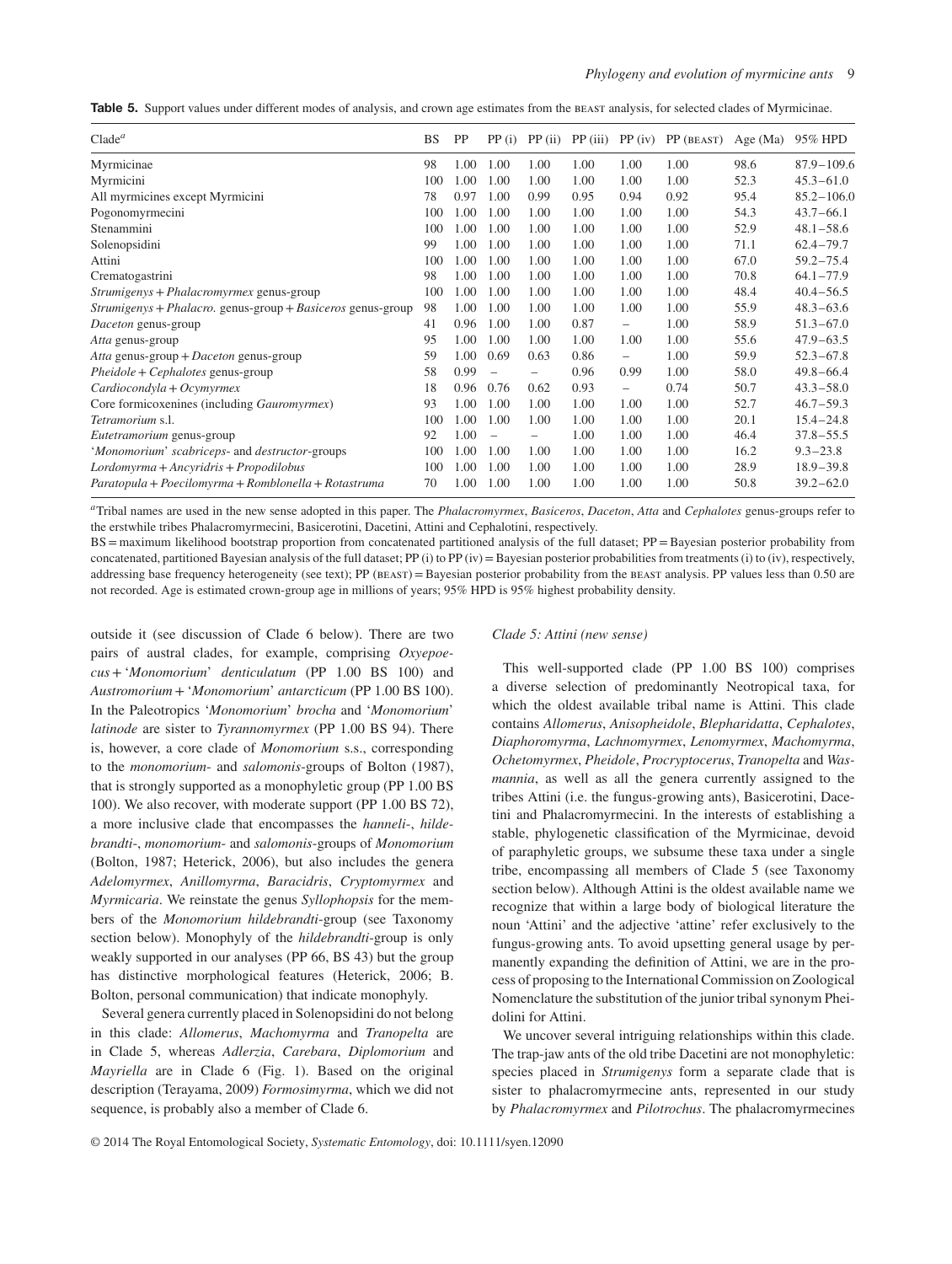**Table 5.** Support values under different modes of analysis, and crown age estimates from the BEAST analysis, for selected clades of Myrmicinae.

| Clade[a] | BS | PP | PP (i) | PP (ii) | PP (iii) | PP (iv) | PP (BEAST) | Age (Ma) | 95% HPD |
|---|---|---|---|---|---|---|---|---|---|
| Myrmicinae | 98 | 1.00 | 1.00 | 1.00 | 1.00 | 1.00 | 1.00 | 98.6 | 87.9–109.6 |
| Myrmicini | 100 | 1.00 | 1.00 | 1.00 | 1.00 | 1.00 | 1.00 | 52.3 | 45.3–61.0 |
| All myrmicines except Myrmicini | 78 | 0.97 | 1.00 | 0.99 | 0.95 | 0.94 | 0.92 | 95.4 | 85.2–106.0 |
| Pogonomyrmecini | 100 | 1.00 | 1.00 | 1.00 | 1.00 | 1.00 | 1.00 | 54.3 | 43.7–66.1 |
| Stenammini | 100 | 1.00 | 1.00 | 1.00 | 1.00 | 1.00 | 1.00 | 52.9 | 48.1–58.6 |
| Solenopsidini | 99 | 1.00 | 1.00 | 1.00 | 1.00 | 1.00 | 1.00 | 71.1 | 62.4–79.7 |
| Attini | 100 | 1.00 | 1.00 | 1.00 | 1.00 | 1.00 | 1.00 | 67.0 | 59.2–75.4 |
| Crematogastrini | 98 | 1.00 | 1.00 | 1.00 | 1.00 | 1.00 | 1.00 | 70.8 | 64.1–77.9 |
| *Strumigenys* + *Phalacromyrmex* genus-group | 100 | 1.00 | 1.00 | 1.00 | 1.00 | 1.00 | 1.00 | 48.4 | 40.4–56.5 |
| *Strumigenys* + *Phalacro.* genus-group + *Basiceros* genus-group | 98 | 1.00 | 1.00 | 1.00 | 1.00 | 1.00 | 1.00 | 55.9 | 48.3–63.6 |
| *Daceton* genus-group | 41 | 0.96 | 1.00 | 1.00 | 0.87 | – | 1.00 | 58.9 | 51.3–67.0 |
| *Atta* genus-group | 95 | 1.00 | 1.00 | 1.00 | 1.00 | 1.00 | 1.00 | 55.6 | 47.9–63.5 |
| *Atta* genus-group + *Daceton* genus-group | 59 | 1.00 | 0.69 | 0.63 | 0.86 | – | 1.00 | 59.9 | 52.3–67.8 |
| *Pheidole* + *Cephalotes* genus-group | 58 | 0.99 | – | – | 0.96 | 0.99 | 1.00 | 58.0 | 49.8–66.4 |
| *Cardiocondyla* + *Ocymyrmex* | 18 | 0.96 | 0.76 | 0.62 | 0.93 | – | 0.74 | 50.7 | 43.3–58.0 |
| Core formicoxenines (including *Gauromyrmex*) | 93 | 1.00 | 1.00 | 1.00 | 1.00 | 1.00 | 1.00 | 52.7 | 46.7–59.3 |
| *Tetramorium* s.l. | 100 | 1.00 | 1.00 | 1.00 | 1.00 | 1.00 | 1.00 | 20.1 | 15.4–24.8 |
| *Eutetramorium* genus-group | 92 | 1.00 | – | – | 1.00 | 1.00 | 1.00 | 46.4 | 37.8–55.5 |
| '*Monomorium*' *scabriceps*- and *destructor*-groups | 100 | 1.00 | 1.00 | 1.00 | 1.00 | 1.00 | 1.00 | 16.2 | 9.3–23.8 |
| *Lordomyrma* + *Ancyridris* + *Propodilobus* | 100 | 1.00 | 1.00 | 1.00 | 1.00 | 1.00 | 1.00 | 28.9 | 18.9–39.8 |
| *Paratopula* + *Poecilomyrma* + *Romblonella* + *Rotastruma* | 70 | 1.00 | 1.00 | 1.00 | 1.00 | 1.00 | 1.00 | 50.8 | 39.2–62.0 |

[a]Tribal names are used in the new sense adopted in this paper. The *Phalacromyrmex*, *Basiceros*, *Daceton*, *Atta* and *Cephalotes* genus-groups refer to the erstwhile tribes Phalacromyrmecini, Basicerotini, Dacetini, Attini and Cephalotini, respectively.

BS = maximum likelihood bootstrap proportion from concatenated partitioned analysis of the full dataset; PP = Bayesian posterior probability from concatenated, partitioned Bayesian analysis of the full dataset; PP (i) to PP (iv) = Bayesian posterior probabilities from treatments (i) to (iv), respectively, addressing base frequency heterogeneity (see text); PP (BEAST) = Bayesian posterior probability from the BEAST analysis. PP values less than 0.50 are not recorded. Age is estimated crown-group age in millions of years; 95% HPD is 95% highest probability density.

outside it (see discussion of Clade 6 below). There are two pairs of austral clades, for example, comprising *Oxyepoecus* + '*Monomorium*' *denticulatum* (PP 1.00 BS 100) and *Austromorium* + '*Monomorium*' *antarcticum* (PP 1.00 BS 100). In the Paleotropics '*Monomorium*' *brocha* and '*Monomorium*' *latinode* are sister to *Tyrannomyrmex* (PP 1.00 BS 94). There is, however, a core clade of *Monomorium* s.s., corresponding to the *monomorium*- and *salomonis*-groups of Bolton (1987), that is strongly supported as a monophyletic group (PP 1.00 BS 100). We also recover, with moderate support (PP 1.00 BS 72), a more inclusive clade that encompasses the *hanneli*-, *hildebrandti*-, *monomorium*- and *salomonis*-groups of *Monomorium* (Bolton, 1987; Heterick, 2006), but also includes the genera *Adelomyrmex*, *Anillomyrma*, *Baracidris*, *Cryptomyrmex* and *Myrmicaria*. We reinstate the genus *Syllophopsis* for the members of the *Monomorium hildebrandti*-group (see Taxonomy section below). Monophyly of the *hildebrandti*-group is only weakly supported in our analyses (PP 66, BS 43) but the group has distinctive morphological features (Heterick, 2006; B. Bolton, personal communication) that indicate monophyly.

Several genera currently placed in Solenopsidini do not belong in this clade: *Allomerus*, *Machomyrma* and *Tranopelta* are in Clade 5, whereas *Adlerzia*, *Carebara*, *Diplomorium* and *Mayriella* are in Clade 6 (Fig. 1). Based on the original description (Terayama, 2009) *Formosimyrma*, which we did not sequence, is probably also a member of Clade 6.

*Clade 5: Attini (new sense)*

This well-supported clade (PP 1.00 BS 100) comprises a diverse selection of predominantly Neotropical taxa, for which the oldest available tribal name is Attini. This clade contains *Allomerus*, *Anisopheidole*, *Blepharidatta*, *Cephalotes*, *Diaphoromyrma*, *Lachnomyrmex*, *Lenomyrmex*, *Machomyrma*, *Ochetomyrmex*, *Pheidole*, *Procryptocerus*, *Tranopelta* and *Wasmannia*, as well as all the genera currently assigned to the tribes Attini (i.e. the fungus-growing ants), Basicerotini, Dacetini and Phalacromyrmecini. In the interests of establishing a stable, phylogenetic classification of the Myrmicinae, devoid of paraphyletic groups, we subsume these taxa under a single tribe, encompassing all members of Clade 5 (see Taxonomy section below). Although Attini is the oldest available name we recognize that within a large body of biological literature the noun 'Attini' and the adjective 'attine' refer exclusively to the fungus-growing ants. To avoid upsetting general usage by permanently expanding the definition of Attini, we are in the process of proposing to the International Commission on Zoological Nomenclature the substitution of the junior tribal synonym Pheidolini for Attini.

We uncover several intriguing relationships within this clade. The trap-jaw ants of the old tribe Dacetini are not monophyletic: species placed in *Strumigenys* form a separate clade that is sister to phalacromyrmecine ants, represented in our study by *Phalacromyrmex* and *Pilotrochus*. The phalacromyrmecines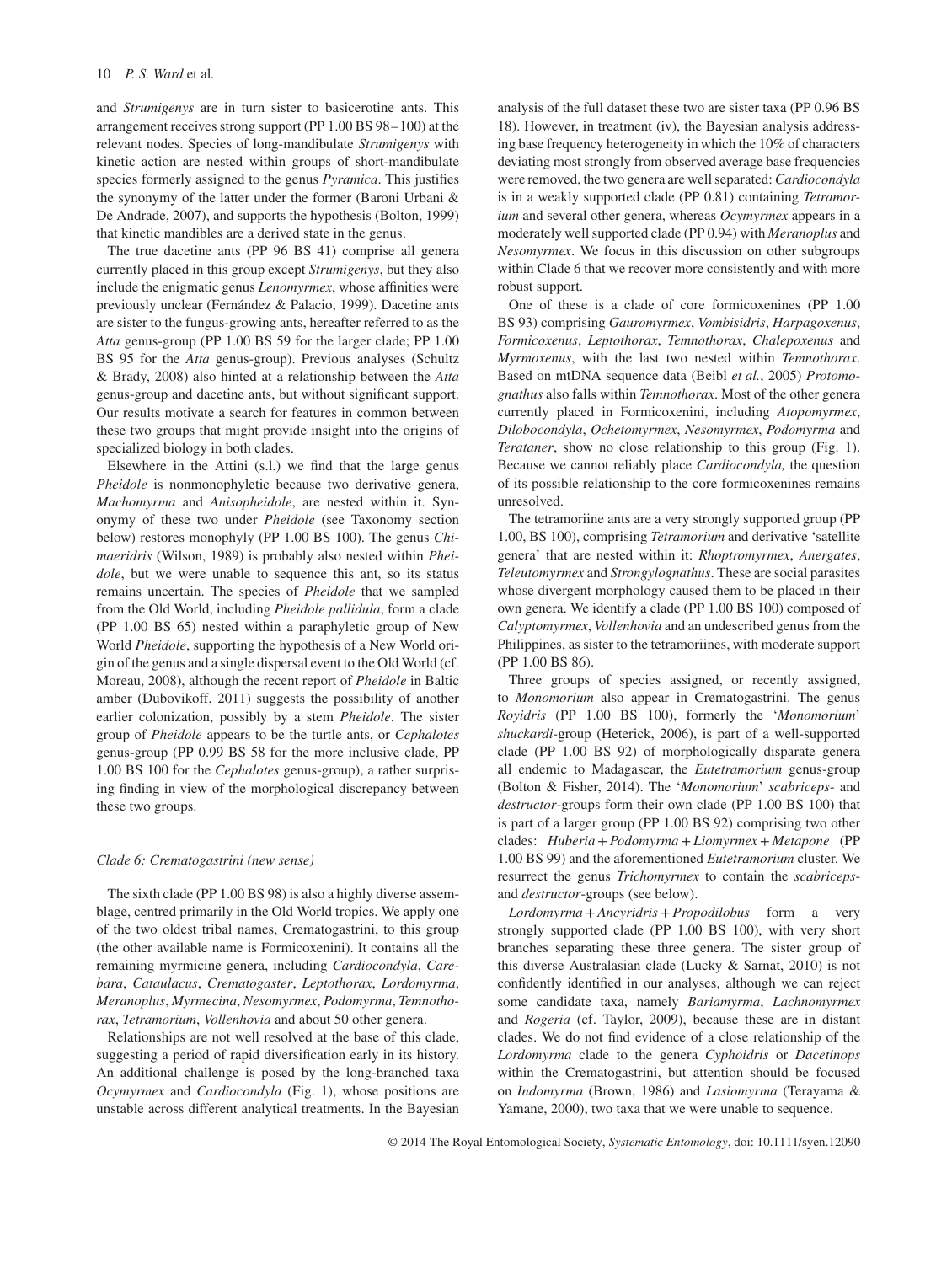and *Strumigenys* are in turn sister to basicerotine ants. This arrangement receives strong support (PP 1.00 BS 98–100) at the relevant nodes. Species of long-mandibulate *Strumigenys* with kinetic action are nested within groups of short-mandibulate species formerly assigned to the genus *Pyramica*. This justifies the synonymy of the latter under the former (Baroni Urbani & De Andrade, 2007), and supports the hypothesis (Bolton, 1999) that kinetic mandibles are a derived state in the genus.

The true dacetine ants (PP 96 BS 41) comprise all genera currently placed in this group except *Strumigenys*, but they also include the enigmatic genus *Lenomyrmex*, whose affinities were previously unclear (Fernández & Palacio, 1999). Dacetine ants are sister to the fungus-growing ants, hereafter referred to as the *Atta* genus-group (PP 1.00 BS 59 for the larger clade; PP 1.00 BS 95 for the *Atta* genus-group). Previous analyses (Schultz & Brady, 2008) also hinted at a relationship between the *Atta* genus-group and dacetine ants, but without significant support. Our results motivate a search for features in common between these two groups that might provide insight into the origins of specialized biology in both clades.

Elsewhere in the Attini (s.l.) we find that the large genus *Pheidole* is nonmonophyletic because two derivative genera, *Machomyrma* and *Anisopheidole*, are nested within it. Synonymy of these two under *Pheidole* (see Taxonomy section below) restores monophyly (PP 1.00 BS 100). The genus *Chimaeridris* (Wilson, 1989) is probably also nested within *Pheidole*, but we were unable to sequence this ant, so its status remains uncertain. The species of *Pheidole* that we sampled from the Old World, including *Pheidole pallidula*, form a clade (PP 1.00 BS 65) nested within a paraphyletic group of New World *Pheidole*, supporting the hypothesis of a New World origin of the genus and a single dispersal event to the Old World (cf. Moreau, 2008), although the recent report of *Pheidole* in Baltic amber (Dubovikoff, 2011) suggests the possibility of another earlier colonization, possibly by a stem *Pheidole*. The sister group of *Pheidole* appears to be the turtle ants, or *Cephalotes* genus-group (PP 0.99 BS 58 for the more inclusive clade, PP 1.00 BS 100 for the *Cephalotes* genus-group), a rather surprising finding in view of the morphological discrepancy between these two groups.

### *Clade 6: Crematogastrini (new sense)*

The sixth clade (PP 1.00 BS 98) is also a highly diverse assemblage, centred primarily in the Old World tropics. We apply one of the two oldest tribal names, Crematogastrini, to this group (the other available name is Formicoxenini). It contains all the remaining myrmicine genera, including *Cardiocondyla*, *Carebara*, *Cataulacus*, *Crematogaster*, *Leptothorax*, *Lordomyrma*, *Meranoplus*, *Myrmecina*, *Nesomyrmex*, *Podomyrma*, *Temnothorax*, *Tetramorium*, *Vollenhovia* and about 50 other genera.

Relationships are not well resolved at the base of this clade, suggesting a period of rapid diversification early in its history. An additional challenge is posed by the long-branched taxa *Ocymyrmex* and *Cardiocondyla* (Fig. 1), whose positions are unstable across different analytical treatments. In the Bayesian analysis of the full dataset these two are sister taxa (PP 0.96 BS 18). However, in treatment (iv), the Bayesian analysis addressing base frequency heterogeneity in which the 10% of characters deviating most strongly from observed average base frequencies were removed, the two genera are well separated: *Cardiocondyla* is in a weakly supported clade (PP 0.81) containing *Tetramorium* and several other genera, whereas *Ocymyrmex* appears in a moderately well supported clade (PP 0.94) with *Meranoplus* and *Nesomyrmex*. We focus in this discussion on other subgroups within Clade 6 that we recover more consistently and with more robust support.

One of these is a clade of core formicoxenines (PP 1.00 BS 93) comprising *Gauromyrmex*, *Vombisidris*, *Harpagoxenus*, *Formicoxenus*, *Leptothorax*, *Temnothorax*, *Chalepoxenus* and *Myrmoxenus*, with the last two nested within *Temnothorax*. Based on mtDNA sequence data (Beibl *et al.*, 2005) *Protomognathus* also falls within *Temnothorax*. Most of the other genera currently placed in Formicoxenini, including *Atopomyrmex*, *Dilobocondyla*, *Ochetomyrmex*, *Nesomyrmex*, *Podomyrma* and *Terataner*, show no close relationship to this group (Fig. 1). Because we cannot reliably place *Cardiocondyla,* the question of its possible relationship to the core formicoxenines remains unresolved.

The tetramoriine ants are a very strongly supported group (PP 1.00, BS 100), comprising *Tetramorium* and derivative 'satellite genera' that are nested within it: *Rhoptromyrmex*, *Anergates*, *Teleutomyrmex* and *Strongylognathus*. These are social parasites whose divergent morphology caused them to be placed in their own genera. We identify a clade (PP 1.00 BS 100) composed of *Calyptomyrmex*, *Vollenhovia* and an undescribed genus from the Philippines, as sister to the tetramoriines, with moderate support (PP 1.00 BS 86).

Three groups of species assigned, or recently assigned, to *Monomorium* also appear in Crematogastrini. The genus *Royidris* (PP 1.00 BS 100), formerly the '*Monomorium*' *shuckardi*-group (Heterick, 2006), is part of a well-supported clade (PP 1.00 BS 92) of morphologically disparate genera all endemic to Madagascar, the *Eutetramorium* genus-group (Bolton & Fisher, 2014). The '*Monomorium*' *scabriceps*- and *destructor*-groups form their own clade (PP 1.00 BS 100) that is part of a larger group (PP 1.00 BS 92) comprising two other clades: *Huberia* + *Podomyrma* + *Liomyrmex* + *Metapone* (PP 1.00 BS 99) and the aforementioned *Eutetramorium* cluster. We resurrect the genus *Trichomyrmex* to contain the *scabriceps*- and *destructor*-groups (see below).

*Lordomyrma* + *Ancyridris* + *Propodilobus* form a very strongly supported clade (PP 1.00 BS 100), with very short branches separating these three genera. The sister group of this diverse Australasian clade (Lucky & Sarnat, 2010) is not confidently identified in our analyses, although we can reject some candidate taxa, namely *Bariamyrma*, *Lachnomyrmex* and *Rogeria* (cf. Taylor, 2009), because these are in distant clades. We do not find evidence of a close relationship of the *Lordomyrma* clade to the genera *Cyphoidris* or *Dacetinops* within the Crematogastrini, but attention should be focused on *Indomyrma* (Brown, 1986) and *Lasiomyrma* (Terayama & Yamane, 2000), two taxa that we were unable to sequence.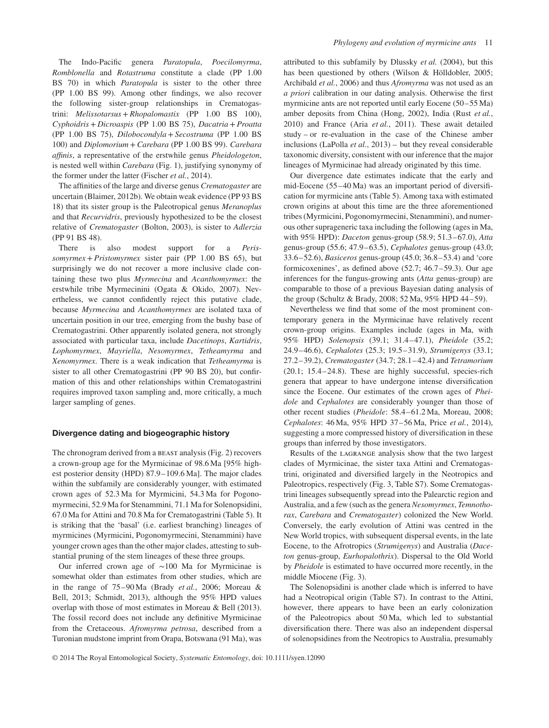The Indo-Pacific genera *Paratopula*, *Poecilomyrma*, *Romblonella* and *Rotastruma* constitute a clade (PP 1.00 BS 70) in which *Paratopula* is sister to the other three (PP 1.00 BS 99). Among other findings, we also recover the following sister-group relationships in Crematogastrini: *Melissotarsus* + *Rhopalomastix* (PP 1.00 BS 100), *Cyphoidris* + *Dicroaspis* (PP 1.00 BS 75), *Dacatria* + *Proatta* (PP 1.00 BS 75), *Dilobocondyla* + *Secostruma* (PP 1.00 BS 100) and *Diplomorium* + *Carebara* (PP 1.00 BS 99). *Carebara affinis*, a representative of the erstwhile genus *Pheidologeton*, is nested well within *Carebara* (Fig. 1), justifying synonymy of the former under the latter (Fischer *et al.*, 2014).

The affinities of the large and diverse genus *Crematogaster* are uncertain (Blaimer, 2012b). We obtain weak evidence (PP 93 BS 18) that its sister group is the Paleotropical genus *Meranoplus* and that *Recurvidris*, previously hypothesized to be the closest relative of *Crematogaster* (Bolton, 2003), is sister to *Adlerzia* (PP 91 BS 48).

There is also modest support for a *Perissomyrmex* + *Pristomyrmex* sister pair (PP 1.00 BS 65), but surprisingly we do not recover a more inclusive clade containing these two plus *Myrmecina* and *Acanthomyrmex*: the erstwhile tribe Myrmecinini (Ogata & Okido, 2007). Nevertheless, we cannot confidently reject this putative clade, because *Myrmecina* and *Acanthomyrmex* are isolated taxa of uncertain position in our tree, emerging from the bushy base of Crematogastrini. Other apparently isolated genera, not strongly associated with particular taxa, include *Dacetinops*, *Kartidris*, *Lophomyrmex*, *Mayriella*, *Nesomyrmex*, *Tetheamyrma* and *Xenomyrmex*. There is a weak indication that *Tetheamyrma* is sister to all other Crematogastrini (PP 90 BS 20), but confirmation of this and other relationships within Crematogastrini requires improved taxon sampling and, more critically, a much larger sampling of genes.

## Divergence dating and biogeographic history

The chronogram derived from a BEAST analysis (Fig. 2) recovers a crown-group age for the Myrmicinae of 98.6 Ma [95% highest posterior density (HPD) 87.9–109.6 Ma]. The major clades within the subfamily are considerably younger, with estimated crown ages of 52.3 Ma for Myrmicini, 54.3 Ma for Pogonomyrmecini, 52.9 Ma for Stenammini, 71.1 Ma for Solenopsidini, 67.0 Ma for Attini and 70.8 Ma for Crematogastrini (Table 5). It is striking that the 'basal' (i.e. earliest branching) lineages of myrmicines (Myrmicini, Pogonomyrmecini, Stenammini) have younger crown ages than the other major clades, attesting to substantial pruning of the stem lineages of these three groups.

Our inferred crown age of ∼100 Ma for Myrmicinae is somewhat older than estimates from other studies, which are in the range of 75–90 Ma (Brady *et al.*, 2006; Moreau & Bell, 2013; Schmidt, 2013), although the 95% HPD values overlap with those of most estimates in Moreau & Bell (2013). The fossil record does not include any definitive Myrmicinae from the Cretaceous. *Afromyrma petrosa*, described from a Turonian mudstone imprint from Orapa, Botswana (91 Ma), was attributed to this subfamily by Dlussky *et al.* (2004), but this has been questioned by others (Wilson & Hölldobler, 2005; Archibald *et al.*, 2006) and thus *Afromyrma* was not used as an *a priori* calibration in our dating analysis. Otherwise the first myrmicine ants are not reported until early Eocene (50–55 Ma) amber deposits from China (Hong, 2002), India (Rust *et al.*, 2010) and France (Aria *et al.*, 2011). These await detailed study – or re-evaluation in the case of the Chinese amber inclusions (LaPolla *et al.*, 2013) – but they reveal considerable taxonomic diversity, consistent with our inference that the major lineages of Myrmicinae had already originated by this time.

Our divergence date estimates indicate that the early and mid-Eocene (55–40 Ma) was an important period of diversification for myrmicine ants (Table 5). Among taxa with estimated crown origins at about this time are the three aforementioned tribes (Myrmicini, Pogonomyrmecini, Stenammini), and numerous other suprageneric taxa including the following (ages in Ma, with 95% HPD): *Daceton* genus-group (58.9; 51.3–67.0), *Atta* genus-group (55.6; 47.9–63.5), *Cephalotes* genus-group (43.0; 33.6–52.6), *Basiceros* genus-group (45.0; 36.8–53.4) and 'core formicoxenines', as defined above (52.7; 46.7–59.3). Our age inferences for the fungus-growing ants (*Atta* genus-group) are comparable to those of a previous Bayesian dating analysis of the group (Schultz & Brady, 2008; 52 Ma, 95% HPD 44–59).

Nevertheless we find that some of the most prominent contemporary genera in the Myrmicinae have relatively recent crown-group origins. Examples include (ages in Ma, with 95% HPD) *Solenopsis* (39.1; 31.4–47.1), *Pheidole* (35.2; 24.9–46.6), *Cephalotes* (25.3; 19.5–31.9), *Strumigenys* (33.1; 27.2–39.2), *Crematogaster* (34.7; 28.1–42.4) and *Tetramorium* (20.1; 15.4–24.8). These are highly successful, species-rich genera that appear to have undergone intense diversification since the Eocene. Our estimates of the crown ages of *Pheidole* and *Cephalotes* are considerably younger than those of other recent studies (*Pheidole*: 58.4–61.2 Ma, Moreau, 2008; *Cephalotes*: 46 Ma, 95% HPD 37–56 Ma, Price *et al.*, 2014), suggesting a more compressed history of diversification in these groups than inferred by those investigators.

Results of the LAGRANGE analysis show that the two largest clades of Myrmicinae, the sister taxa Attini and Crematogastrini, originated and diversified largely in the Neotropics and Paleotropics, respectively (Fig. 3, Table S7). Some Crematogastrini lineages subsequently spread into the Palearctic region and Australia, and a few (such as the genera *Nesomyrmex*, *Temnothorax*, *Carebara* and *Crematogaster*) colonized the New World. Conversely, the early evolution of Attini was centred in the New World tropics, with subsequent dispersal events, in the late Eocene, to the Afrotropics (*Strumigenys*) and Australia (*Daceton* genus-group, *Eurhopalothrix*). Dispersal to the Old World by *Pheidole* is estimated to have occurred more recently, in the middle Miocene (Fig. 3).

The Solenopsidini is another clade which is inferred to have had a Neotropical origin (Table S7). In contrast to the Attini, however, there appears to have been an early colonization of the Paleotropics about 50 Ma, which led to substantial diversification there. There was also an independent dispersal of solenopsidines from the Neotropics to Australia, presumably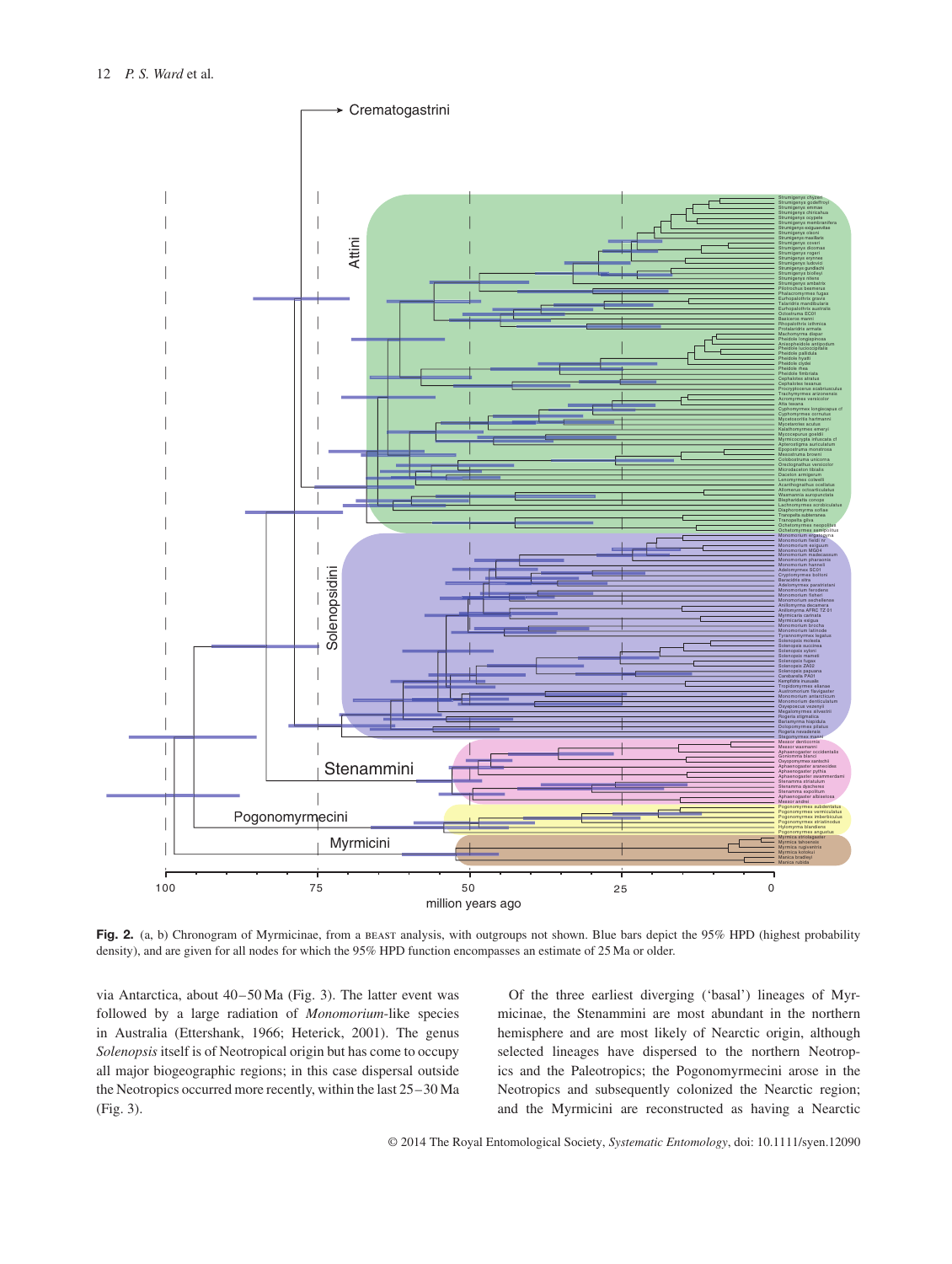**Fig. 2.** (a, b) Chronogram of Myrmicinae, from a BEAST analysis, with outgroups not shown. Blue bars depict the 95% HPD (highest probability density), and are given for all nodes for which the 95% HPD function encompasses an estimate of 25 Ma or older.

via Antarctica, about 40–50 Ma (Fig. 3). The latter event was followed by a large radiation of *Monomorium*-like species in Australia (Ettershank, 1966; Heterick, 2001). The genus *Solenopsis* itself is of Neotropical origin but has come to occupy all major biogeographic regions; in this case dispersal outside the Neotropics occurred more recently, within the last 25–30 Ma (Fig. 3).

Of the three earliest diverging ('basal') lineages of Myrmicinae, the Stenammini are most abundant in the northern hemisphere and are most likely of Nearctic origin, although selected lineages have dispersed to the northern Neotropics and the Paleotropics; the Pogonomyrmecini arose in the Neotropics and subsequently colonized the Nearctic region; and the Myrmicini are reconstructed as having a Nearctic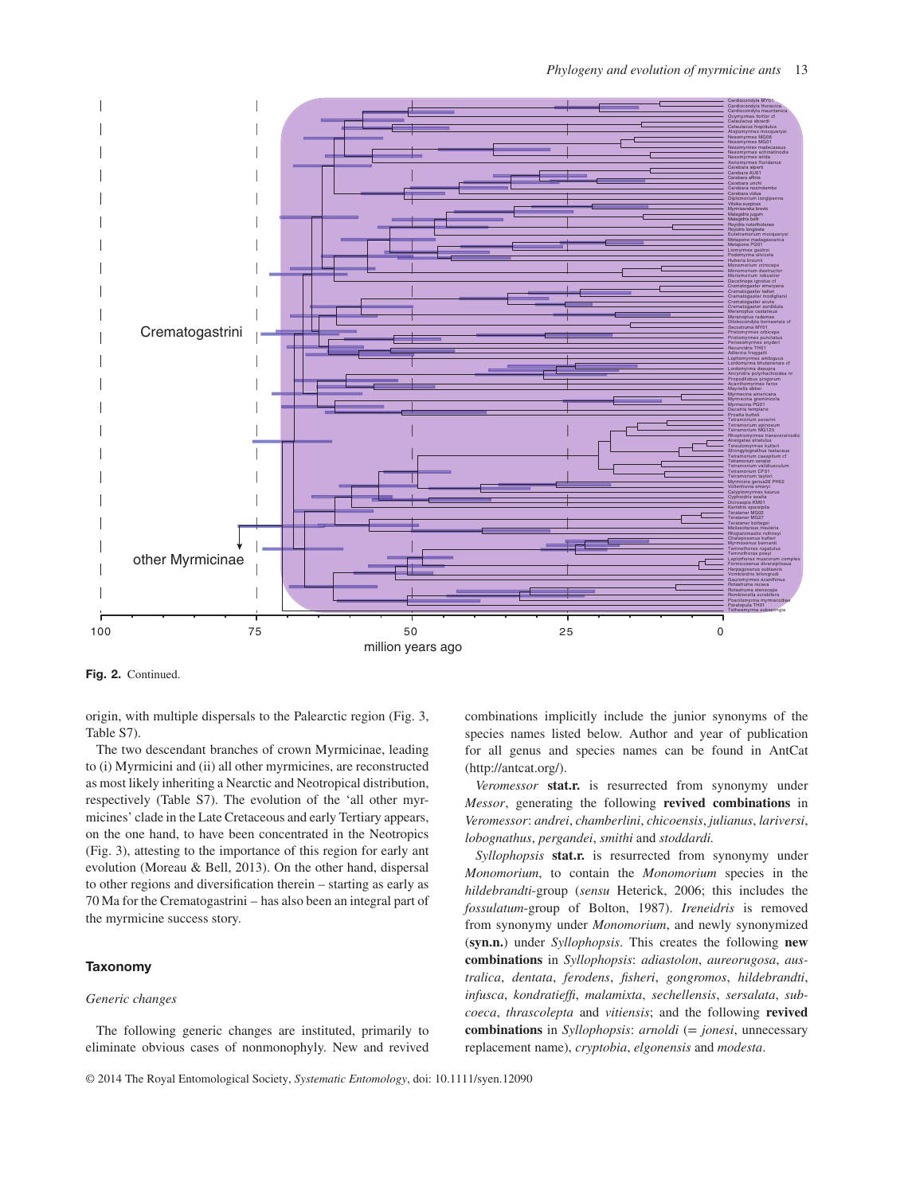**Fig. 2.** Continued.

origin, with multiple dispersals to the Palearctic region (Fig. 3, Table S7).

The two descendant branches of crown Myrmicinae, leading to (i) Myrmicini and (ii) all other myrmicines, are reconstructed as most likely inheriting a Nearctic and Neotropical distribution, respectively (Table S7). The evolution of the 'all other myrmicines' clade in the Late Cretaceous and early Tertiary appears, on the one hand, to have been concentrated in the Neotropics (Fig. 3), attesting to the importance of this region for early ant evolution (Moreau & Bell, 2013). On the other hand, dispersal to other regions and diversification therein – starting as early as 70 Ma for the Crematogastrini – has also been an integral part of the myrmicine success story.

## Taxonomy

### *Generic changes*

The following generic changes are instituted, primarily to eliminate obvious cases of nonmonophyly. New and revived combinations implicitly include the junior synonyms of the species names listed below. Author and year of publication for all genus and species names can be found in AntCat (http://antcat.org/).

*Veromessor* **stat.r.** is resurrected from synonymy under *Messor*, generating the following **revived combinations** in *Veromessor*: *andrei*, *chamberlini*, *chicoensis*, *julianus*, *lariversi*, *lobognathus*, *pergandei*, *smithi* and *stoddardi*.

*Syllophopsis* **stat.r.** is resurrected from synonymy under *Monomorium*, to contain the *Monomorium* species in the *hildebrandti*-group (*sensu* Heterick, 2006; this includes the *fossulatum*-group of Bolton, 1987). *Ireneidris* is removed from synonymy under *Monomorium*, and newly synonymized (**syn.n.**) under *Syllophopsis*. This creates the following **new combinations** in *Syllophopsis*: *adiastolon*, *aureorugosa*, *australica*, *dentata*, *ferodens*, *fisheri*, *gongromos*, *hildebrandti*, *infusca*, *kondratieffi*, *malamixta*, *sechellensis*, *sersalata*, *subcoeca*, *thrascolepta* and *vitiensis*; and the following **revived combinations** in *Syllophopsis*: *arnoldi* (= *jonesi*, unnecessary replacement name), *cryptobia*, *elgonensis* and *modesta*.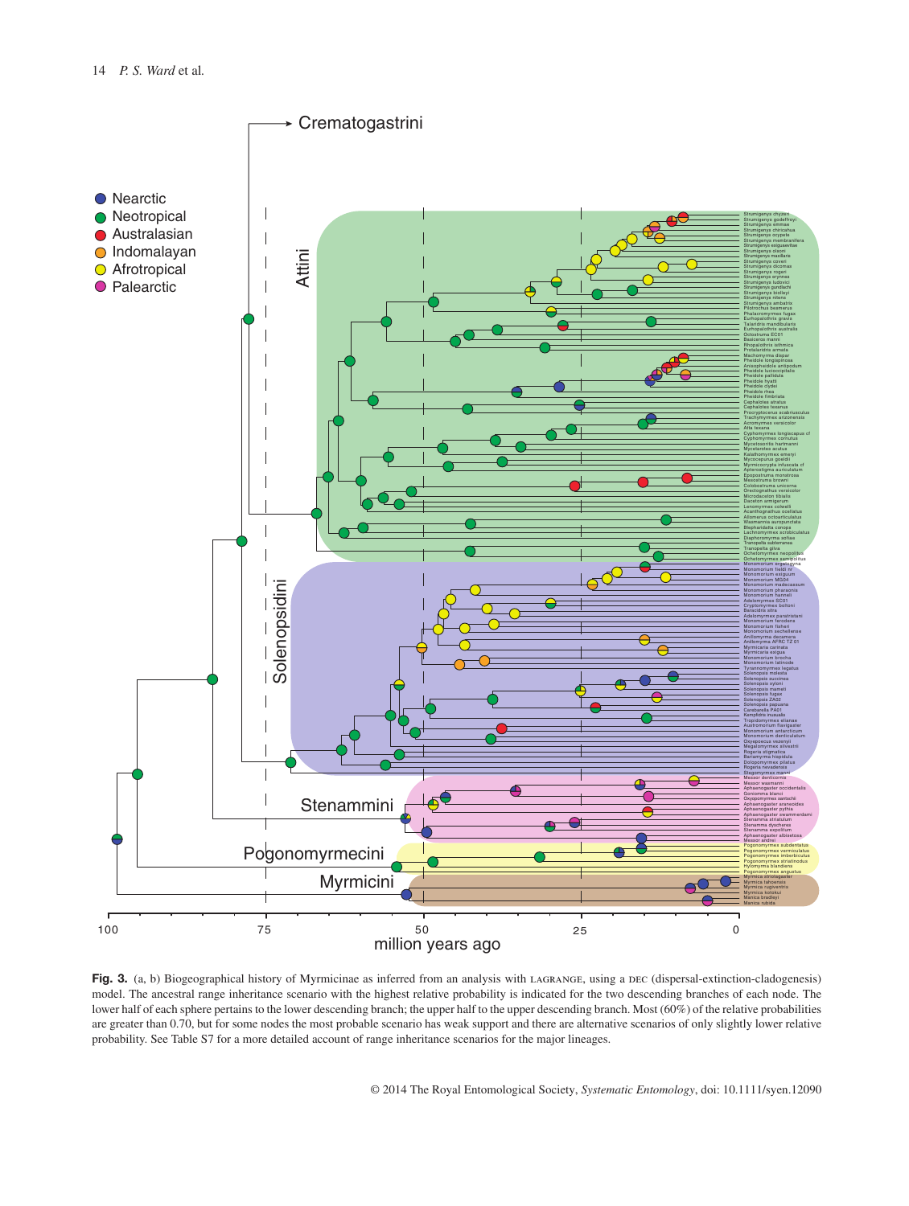**Fig. 3.** (a, b) Biogeographical history of Myrmicinae as inferred from an analysis with LAGRANGE, using a DEC (dispersal-extinction-cladogenesis) model. The ancestral range inheritance scenario with the highest relative probability is indicated for the two descending branches of each node. The lower half of each sphere pertains to the lower descending branch; the upper half to the upper descending branch. Most (60%) of the relative probabilities are greater than 0.70, but for some nodes the most probable scenario has weak support and there are alternative scenarios of only slightly lower relative probability. See Table S7 for a more detailed account of range inheritance scenarios for the major lineages.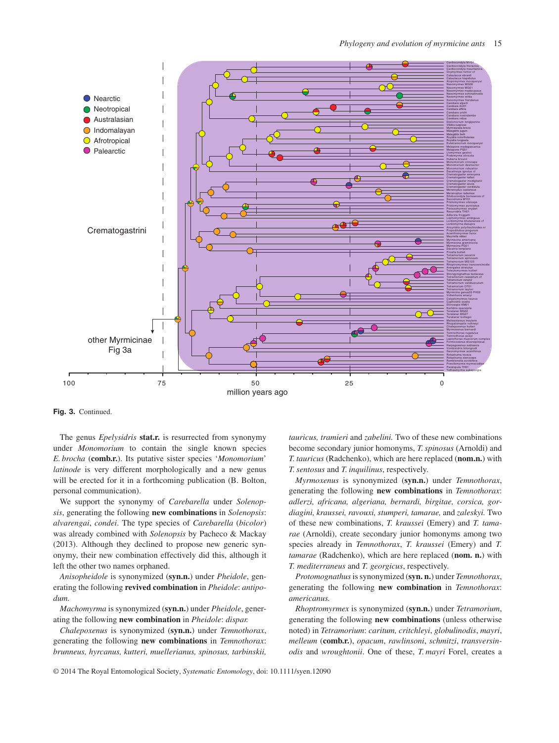**Fig. 3.** Continued.

The genus *Epelysidris* **stat.r.** is resurrected from synonymy under *Monomorium* to contain the single known species *E. brocha* (**comb.r.**). Its putative sister species '*Monomorium*' *latinode* is very different morphologically and a new genus will be erected for it in a forthcoming publication (B. Bolton, personal communication).

We support the synonymy of *Carebarella* under *Solenopsis*, generating the following **new combinations** in *Solenopsis*: *alvarengai*, *condei*. The type species of *Carebarella* (*bicolor*) was already combined with *Solenopsis* by Pacheco & Mackay (2013). Although they declined to propose new generic synonymy, their new combination effectively did this, although it left the other two names orphaned.

*Anisopheidole* is synonymized (**syn.n.**) under *Pheidole*, generating the following **revived combination** in *Pheidole*: *antipodum.*

*Machomyrma* is synonymized (**syn.n.**) under *Pheidole*, generating the following **new combination** in *Pheidole*: *dispar.*

*Chalepoxenus* is synonymized (**syn.n.**) under *Temnothorax*, generating the following **new combinations** in *Temnothorax*: *brunneus, hyrcanus, kutteri, muellerianus, spinosus, tarbinskii, tauricus, tramieri* and *zabelini.* Two of these new combinations become secondary junior homonyms, *T. spinosus* (Arnoldi) and *T. tauricus* (Radchenko), which are here replaced (**nom.n.**) with *T. sentosus* and *T. inquilinus*, respectively.

*Myrmoxenus* is synonymized (**syn.n.**) under *Temnothorax*, generating the following **new combinations** in *Temnothorax*: *adlerzi, africana, algeriana, bernardi, birgitae, corsica, gordiagini, kraussei, ravouxi, stumperi, tamarae,* and *zaleskyi.* Two of these new combinations, *T. kraussei* (Emery) and *T. tamarae* (Arnoldi), create secondary junior homonyms among two species already in *Temnothorax*, *T. kraussei* (Emery) and *T. tamarae* (Radchenko), which are here replaced (**nom. n.**) with *T. mediterraneus* and *T. georgicus*, respectively.

*Protomognathus* is synonymized (**syn. n.**) under *Temnothorax*, generating the following **new combination** in *Temnothorax*: *americanus.*

*Rhoptromyrmex* is synonymized (**syn.n.**) under *Tetramorium*, generating the following **new combinations** (unless otherwise noted) in *Tetramorium*: *caritum, critchleyi*, *globulinodis*, *mayri*, *melleum* (**comb.r.**), *opacum*, *rawlinsoni*, *schmitzi*, *transversinodis* and *wroughtonii*. One of these, *T. mayri* Forel, creates a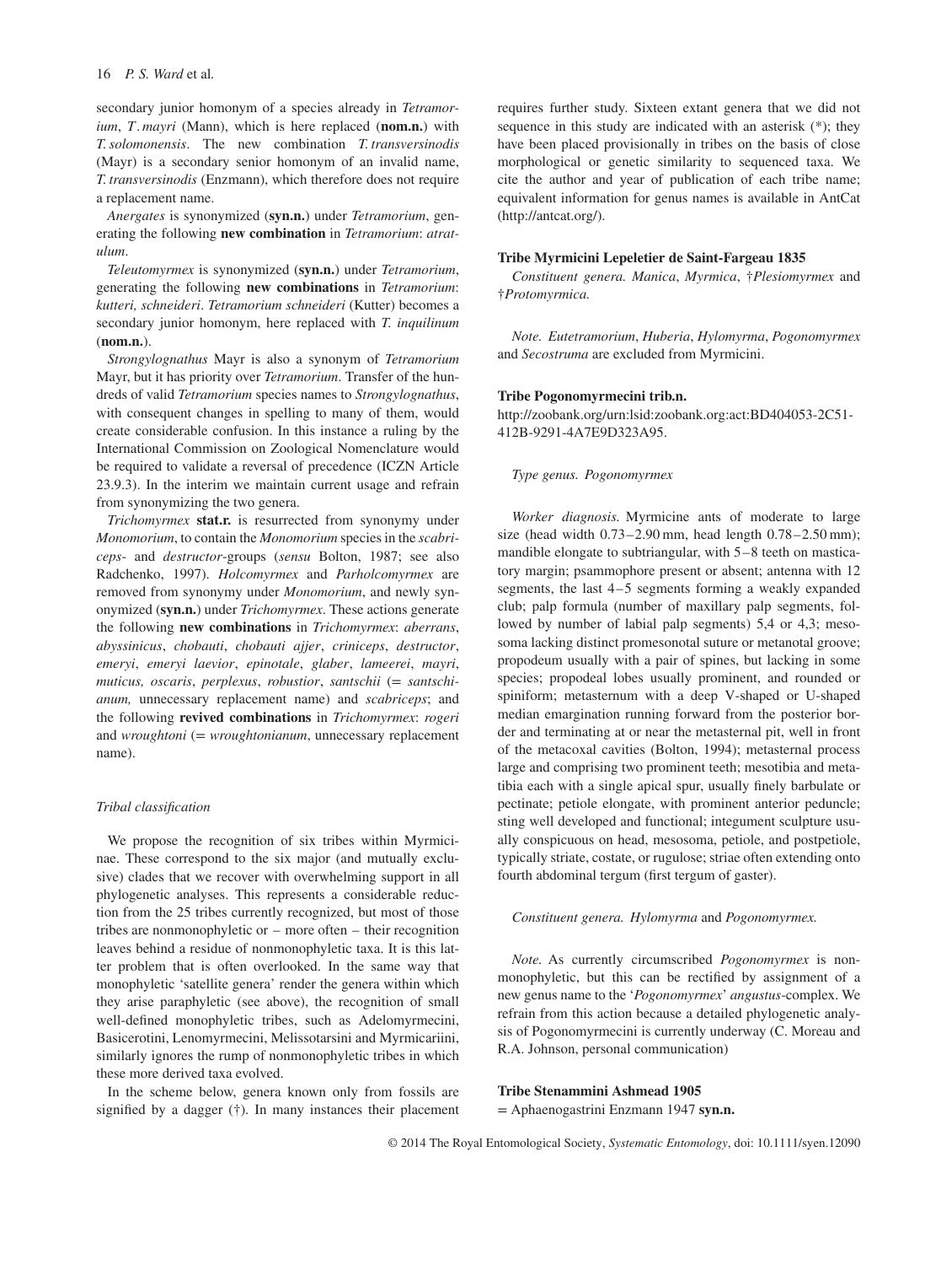secondary junior homonym of a species already in *Tetramorium*, *T. mayri* (Mann), which is here replaced (**nom.n.**) with *T. solomonensis*. The new combination *T. transversinodis* (Mayr) is a secondary senior homonym of an invalid name, *T. transversinodis* (Enzmann), which therefore does not require a replacement name.

*Anergates* is synonymized (**syn.n.**) under *Tetramorium*, generating the following **new combination** in *Tetramorium*: *atratulum*.

*Teleutomyrmex* is synonymized (**syn.n.**) under *Tetramorium*, generating the following **new combinations** in *Tetramorium*: *kutteri, schneideri*. *Tetramorium schneideri* (Kutter) becomes a secondary junior homonym, here replaced with *T. inquilinum* (**nom.n.**).

*Strongylognathus* Mayr is also a synonym of *Tetramorium* Mayr, but it has priority over *Tetramorium*. Transfer of the hundreds of valid *Tetramorium* species names to *Strongylognathus*, with consequent changes in spelling to many of them, would create considerable confusion. In this instance a ruling by the International Commission on Zoological Nomenclature would be required to validate a reversal of precedence (ICZN Article 23.9.3). In the interim we maintain current usage and refrain from synonymizing the two genera.

*Trichomyrmex* **stat.r.** is resurrected from synonymy under *Monomorium*, to contain the *Monomorium* species in the *scabriceps*- and *destructor*-groups (*sensu* Bolton, 1987; see also Radchenko, 1997). *Holcomyrmex* and *Parholcomyrmex* are removed from synonymy under *Monomorium*, and newly synonymized (**syn.n.**) under *Trichomyrmex*. These actions generate the following **new combinations** in *Trichomyrmex*: *aberrans*, *abyssinicus*, *chobauti*, *chobauti ajjer*, *criniceps*, *destructor*, *emeryi*, *emeryi laevior*, *epinotale*, *glaber*, *lameerei*, *mayri*, *muticus, oscaris*, *perplexus*, *robustior*, *santschii* (= *santschianum,* unnecessary replacement name) and *scabriceps*; and the following **revived combinations** in *Trichomyrmex*: *rogeri* and *wroughtoni* (= *wroughtonianum*, unnecessary replacement name).

### *Tribal classification*

We propose the recognition of six tribes within Myrmicinae. These correspond to the six major (and mutually exclusive) clades that we recover with overwhelming support in all phylogenetic analyses. This represents a considerable reduction from the 25 tribes currently recognized, but most of those tribes are nonmonophyletic or – more often – their recognition leaves behind a residue of nonmonophyletic taxa. It is this latter problem that is often overlooked. In the same way that monophyletic 'satellite genera' render the genera within which they arise paraphyletic (see above), the recognition of small well-defined monophyletic tribes, such as Adelomyrmecini, Basicerotini, Lenomyrmecini, Melissotarsini and Myrmicariini, similarly ignores the rump of nonmonophyletic tribes in which these more derived taxa evolved.

In the scheme below, genera known only from fossils are signified by a dagger (†). In many instances their placement requires further study. Sixteen extant genera that we did not sequence in this study are indicated with an asterisk (*); they have been placed provisionally in tribes on the basis of close morphological or genetic similarity to sequenced taxa. We cite the author and year of publication of each tribe name; equivalent information for genus names is available in AntCat (http://antcat.org/).

#### Tribe Myrmicini Lepeletier de Saint-Fargeau 1835

*Constituent genera. Manica*, *Myrmica*, †*Plesiomyrmex* and †*Protomyrmica.*

*Note. Eutetramorium*, *Huberia*, *Hylomyrma*, *Pogonomyrmex* and *Secostruma* are excluded from Myrmicini.

#### Tribe Pogonomyrmecini trib.n.

http://zoobank.org/urn:lsid:zoobank.org:act:BD404053-2C51-412B-9291-4A7E9D323A95.

*Type genus. Pogonomyrmex*

*Worker diagnosis.* Myrmicine ants of moderate to large size (head width 0.73–2.90 mm, head length 0.78–2.50 mm); mandible elongate to subtriangular, with 5–8 teeth on masticatory margin; psammophore present or absent; antenna with 12 segments, the last 4–5 segments forming a weakly expanded club; palp formula (number of maxillary palp segments, followed by number of labial palp segments) 5,4 or 4,3; mesosoma lacking distinct promesonotal suture or metanotal groove; propodeum usually with a pair of spines, but lacking in some species; propodeal lobes usually prominent, and rounded or spiniform; metasternum with a deep V-shaped or U-shaped median emargination running forward from the posterior border and terminating at or near the metasternal pit, well in front of the metacoxal cavities (Bolton, 1994); metasternal process large and comprising two prominent teeth; mesotibia and metatibia each with a single apical spur, usually finely barbulate or pectinate; petiole elongate, with prominent anterior peduncle; sting well developed and functional; integument sculpture usually conspicuous on head, mesosoma, petiole, and postpetiole, typically striate, costate, or rugulose; striae often extending onto fourth abdominal tergum (first tergum of gaster).

*Constituent genera. Hylomyrma* and *Pogonomyrmex.*

*Note.* As currently circumscribed *Pogonomyrmex* is nonmonophyletic, but this can be rectified by assignment of a new genus name to the '*Pogonomyrmex*' *angustus*-complex. We refrain from this action because a detailed phylogenetic analysis of Pogonomyrmecini is currently underway (C. Moreau and R.A. Johnson, personal communication)

#### Tribe Stenammini Ashmead 1905

= Aphaenogastrini Enzmann 1947 **syn.n.**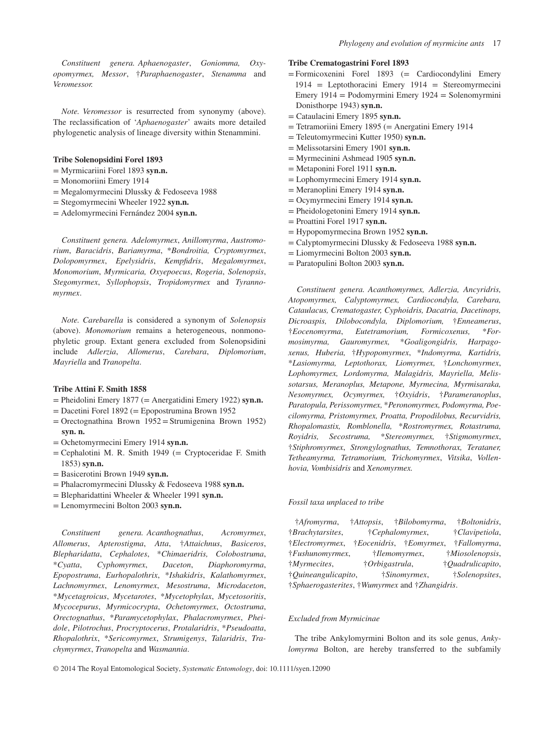*Constituent genera. Aphaenogaster*, *Goniomma, Oxyopomyrmex, Messor*, †*Paraphaenogaster*, *Stenamma* and *Veromessor.*

*Note. Veromessor* is resurrected from synonymy (above). The reclassification of '*Aphaenogaster*' awaits more detailed phylogenetic analysis of lineage diversity within Stenammini.

**Tribe Solenopsidini Forel 1893**

= Myrmicariini Forel 1893 **syn.n.**
= Monomoriini Emery 1914
= Megalomyrmecini Dlussky & Fedoseeva 1988
= Stegomyrmecini Wheeler 1922 **syn.n.**
= Adelomyrmecini Fernández 2004 **syn.n.**

*Constituent genera. Adelomyrmex*, *Anillomyrma*, *Austromorium*, *Baracidris*, *Bariamyrma*, \**Bondroitia, Cryptomyrmex*, *Dolopomyrmex*, *Epelysidris*, *Kempfidris*, *Megalomyrmex*, *Monomorium*, *Myrmicaria, Oxyepoecus*, *Rogeria*, *Solenopsis*, *Stegomyrmex*, *Syllophopsis*, *Tropidomyrmex* and *Tyrannomyrmex*.

*Note. Carebarella* is considered a synonym of *Solenopsis* (above). *Monomorium* remains a heterogeneous, nonmonophyletic group. Extant genera excluded from Solenopsidini include *Adlerzia*, *Allomerus*, *Carebara*, *Diplomorium*, *Mayriella* and *Tranopelta*.

**Tribe Attini F. Smith 1858**

= Pheidolini Emery 1877 (= Anergatidini Emery 1922) **syn.n.**
= Dacetini Forel 1892 (= Epopostrumina Brown 1952
= Orectognathina Brown 1952 = Strumigenina Brown 1952) **syn. n.**
= Ochetomyrmecini Emery 1914 **syn.n.**
= Cephalotini M. R. Smith 1949 (= Cryptoceridae F. Smith 1853) **syn.n.**
= Basicerotini Brown 1949 **syn.n.**
= Phalacromyrmecini Dlussky & Fedoseeva 1988 **syn.n.**
= Blepharidattini Wheeler & Wheeler 1991 **syn.n.**
= Lenomyrmecini Bolton 2003 **syn.n.**

*Constituent genera. Acanthognathus*, *Acromyrmex*, *Allomerus*, *Apterostigma*, *Atta*, †*Attaichnus*, *Basiceros*, *Blepharidatta*, *Cephalotes*, \**Chimaeridris, Colobostruma*, \**Cyatta*, *Cyphomyrmex*, *Daceton*, *Diaphoromyrma*, *Epopostruma*, *Eurhopalothrix*, \**Ishakidris*, *Kalathomyrmex*, *Lachnomyrmex*, *Lenomyrmex*, *Mesostruma*, *Microdaceton*, \**Mycetagroicus*, *Mycetarotes*, \**Mycetophylax*, *Mycetosoritis*, *Mycocepurus*, *Myrmicocrypta*, *Ochetomyrmex*, *Octostruma*, *Orectognathus*, \**Paramycetophylax*, *Phalacromyrmex*, *Pheidole*, *Pilotrochus*, *Procryptocerus*, *Protalaridris*, \**Pseudoatta*, *Rhopalothrix*, \**Sericomyrmex*, *Strumigenys*, *Talaridris*, *Trachymyrmex*, *Tranopelta* and *Wasmannia*.

**Tribe Crematogastrini Forel 1893**

= Formicoxenini Forel 1893 (= Cardiocondylini Emery 1914 = Leptothoracini Emery 1914 = Stereomyrmecini Emery 1914 = Podomyrmini Emery 1924 = Solenomyrmini Donisthorpe 1943) **syn.n.**
= Cataulacini Emery 1895 **syn.n.**
= Tetramoriini Emery 1895 (= Anergatini Emery 1914
= Teleutomyrmecini Kutter 1950) **syn.n.**
= Melissotarsini Emery 1901 **syn.n.**
= Myrmecinini Ashmead 1905 **syn.n.**
= Metaponini Forel 1911 **syn.n.**
= Lophomyrmecini Emery 1914 **syn.n.**
= Meranoplini Emery 1914 **syn.n.**
= Ocymyrmecini Emery 1914 **syn.n.**
= Pheidologetonini Emery 1914 **syn.n.**
= Proattini Forel 1917 **syn.n.**
= Hypopomyrmecina Brown 1952 **syn.n.**
= Calyptomyrmecini Dlussky & Fedoseeva 1988 **syn.n.**
= Liomyrmecini Bolton 2003 **syn.n.**
= Paratopulini Bolton 2003 **syn.n.**

*Constituent genera. Acanthomyrmex, Adlerzia, Ancyridris, Atopomyrmex, Calyptomyrmex, Cardiocondyla, Carebara, Cataulacus, Crematogaster, Cyphoidris, Dacatria, Dacetinops, Dicroaspis, Dilobocondyla, Diplomorium,* †*Enneamerus*, †*Eocenomyrma*, *Eutetramorium, Formicoxenus,* \**Formosimyrma, Gauromyrmex,* \**Goaligongidris, Harpagoxenus, Huberia,* †*Hypopomyrmex*, \**Indomyrma, Kartidris,* \**Lasiomyrma, Leptothorax, Liomyrmex,* †*Lonchomyrmex*, *Lophomyrmex, Lordomyrma, Malagidris, Mayriella, Melissotarsus, Meranoplus, Metapone, Myrmecina, Myrmisaraka, Nesomyrmex, Ocymyrmex,* †*Oxyidris*, †*Parameranoplus*, *Paratopula, Perissomyrmex,* \**Peronomyrmex, Podomyrma, Poecilomyrma, Pristomyrmex, Proatta, Propodilobus, Recurvidris, Rhopalomastix, Romblonella,* \**Rostromyrmex, Rotastruma, Royidris, Secostruma,* \**Stereomyrmex,* †*Stigmomyrmex*, †*Stiphromyrmex*, *Strongylognathus, Temnothorax, Terataner, Tetheamyrma, Tetramorium, Trichomyrmex*, *Vitsika*, *Vollenhovia, Vombisidris* and *Xenomyrmex.*

*Fossil taxa unplaced to tribe*

†*Afromyrma*, †*Attopsis*, †*Bilobomyrma*, †*Boltonidris*, †*Brachytarsites*, †*Cephalomyrmex*, †*Clavipetiola*, †*Electromyrmex*, †*Eocenidris*, †*Eomyrmex*, †*Fallomyrma*, †*Fushunomyrmex*, †*Ilemomyrmex*, †*Miosolenopsis*, †*Myrmecites*, †*Orbigastrula*, †*Quadrulicapito*, †*Quineangulicapito*, †*Sinomyrmex*, †*Solenopsites*, †*Sphaerogasterites*, †*Wumyrmex* and †*Zhangidris*.

*Excluded from Myrmicinae*

The tribe Ankylomyrmini Bolton and its sole genus, *Ankylomyrma* Bolton, are hereby transferred to the subfamily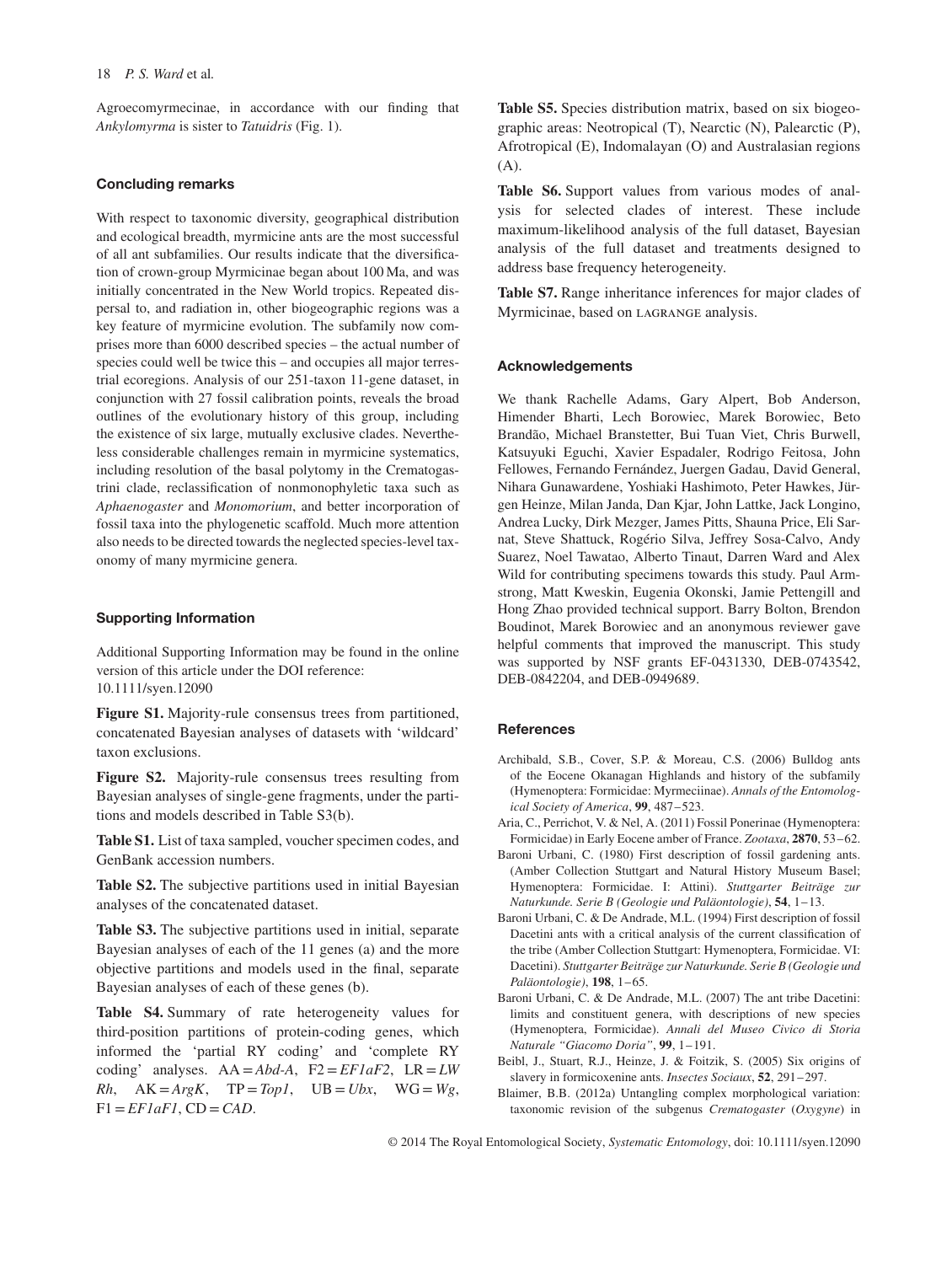Agroecomyrmecinae, in accordance with our finding that *Ankylomyrma* is sister to *Tatuidris* (Fig. 1).

## Concluding remarks

With respect to taxonomic diversity, geographical distribution and ecological breadth, myrmicine ants are the most successful of all ant subfamilies. Our results indicate that the diversification of crown-group Myrmicinae began about 100 Ma, and was initially concentrated in the New World tropics. Repeated dispersal to, and radiation in, other biogeographic regions was a key feature of myrmicine evolution. The subfamily now comprises more than 6000 described species – the actual number of species could well be twice this – and occupies all major terrestrial ecoregions. Analysis of our 251-taxon 11-gene dataset, in conjunction with 27 fossil calibration points, reveals the broad outlines of the evolutionary history of this group, including the existence of six large, mutually exclusive clades. Nevertheless considerable challenges remain in myrmicine systematics, including resolution of the basal polytomy in the Crematogastrini clade, reclassification of nonmonophyletic taxa such as *Aphaenogaster* and *Monomorium*, and better incorporation of fossil taxa into the phylogenetic scaffold. Much more attention also needs to be directed towards the neglected species-level taxonomy of many myrmicine genera.

## Supporting Information

Additional Supporting Information may be found in the online version of this article under the DOI reference: 10.1111/syen.12090

**Figure S1.** Majority-rule consensus trees from partitioned, concatenated Bayesian analyses of datasets with 'wildcard' taxon exclusions.

**Figure S2.** Majority-rule consensus trees resulting from Bayesian analyses of single-gene fragments, under the partitions and models described in Table S3(b).

**Table S1.** List of taxa sampled, voucher specimen codes, and GenBank accession numbers.

**Table S2.** The subjective partitions used in initial Bayesian analyses of the concatenated dataset.

**Table S3.** The subjective partitions used in initial, separate Bayesian analyses of each of the 11 genes (a) and the more objective partitions and models used in the final, separate Bayesian analyses of each of these genes (b).

**Table S4.** Summary of rate heterogeneity values for third-position partitions of protein-coding genes, which informed the 'partial RY coding' and 'complete RY coding' analyses. AA = *Abd-A*, F2 = *EF1aF2*, LR = *LW Rh*, AK = *ArgK*, TP = *Top1*, UB = *Ubx*, WG = *Wg*, F1 = *EF1aF1*, CD = *CAD*.

**Table S5.** Species distribution matrix, based on six biogeographic areas: Neotropical (T), Nearctic (N), Palearctic (P), Afrotropical (E), Indomalayan (O) and Australasian regions (A).

**Table S6.** Support values from various modes of analysis for selected clades of interest. These include maximum-likelihood analysis of the full dataset, Bayesian analysis of the full dataset and treatments designed to address base frequency heterogeneity.

**Table S7.** Range inheritance inferences for major clades of Myrmicinae, based on LAGRANGE analysis.

## Acknowledgements

We thank Rachelle Adams, Gary Alpert, Bob Anderson, Himender Bharti, Lech Borowiec, Marek Borowiec, Beto Brandão, Michael Branstetter, Bui Tuan Viet, Chris Burwell, Katsuyuki Eguchi, Xavier Espadaler, Rodrigo Feitosa, John Fellowes, Fernando Fernández, Juergen Gadau, David General, Nihara Gunawardene, Yoshiaki Hashimoto, Peter Hawkes, Jürgen Heinze, Milan Janda, Dan Kjar, John Lattke, Jack Longino, Andrea Lucky, Dirk Mezger, James Pitts, Shauna Price, Eli Sarnat, Steve Shattuck, Rogério Silva, Jeffrey Sosa-Calvo, Andy Suarez, Noel Tawatao, Alberto Tinaut, Darren Ward and Alex Wild for contributing specimens towards this study. Paul Armstrong, Matt Kweskin, Eugenia Okonski, Jamie Pettengill and Hong Zhao provided technical support. Barry Bolton, Brendon Boudinot, Marek Borowiec and an anonymous reviewer gave helpful comments that improved the manuscript. This study was supported by NSF grants EF-0431330, DEB-0743542, DEB-0842204, and DEB-0949689.

## References

Archibald, S.B., Cover, S.P. & Moreau, C.S. (2006) Bulldog ants of the Eocene Okanagan Highlands and history of the subfamily (Hymenoptera: Formicidae: Myrmeciinae). *Annals of the Entomological Society of America*, **99**, 487–523.

Aria, C., Perrichot, V. & Nel, A. (2011) Fossil Ponerinae (Hymenoptera: Formicidae) in Early Eocene amber of France. *Zootaxa*, **2870**, 53–62.

Baroni Urbani, C. (1980) First description of fossil gardening ants. (Amber Collection Stuttgart and Natural History Museum Basel; Hymenoptera: Formicidae. I: Attini). *Stuttgarter Beiträge zur Naturkunde. Serie B (Geologie und Paläontologie)*, **54**, 1–13.

Baroni Urbani, C. & De Andrade, M.L. (1994) First description of fossil Dacetini ants with a critical analysis of the current classification of the tribe (Amber Collection Stuttgart: Hymenoptera, Formicidae. VI: Dacetini). *Stuttgarter Beiträge zur Naturkunde. Serie B (Geologie und Paläontologie)*, **198**, 1–65.

Baroni Urbani, C. & De Andrade, M.L. (2007) The ant tribe Dacetini: limits and constituent genera, with descriptions of new species (Hymenoptera, Formicidae). *Annali del Museo Civico di Storia Naturale "Giacomo Doria"*, **99**, 1–191.

Beibl, J., Stuart, R.J., Heinze, J. & Foitzik, S. (2005) Six origins of slavery in formicoxenine ants. *Insectes Sociaux*, **52**, 291–297.

Blaimer, B.B. (2012a) Untangling complex morphological variation: taxonomic revision of the subgenus *Crematogaster* (*Oxygyne*) in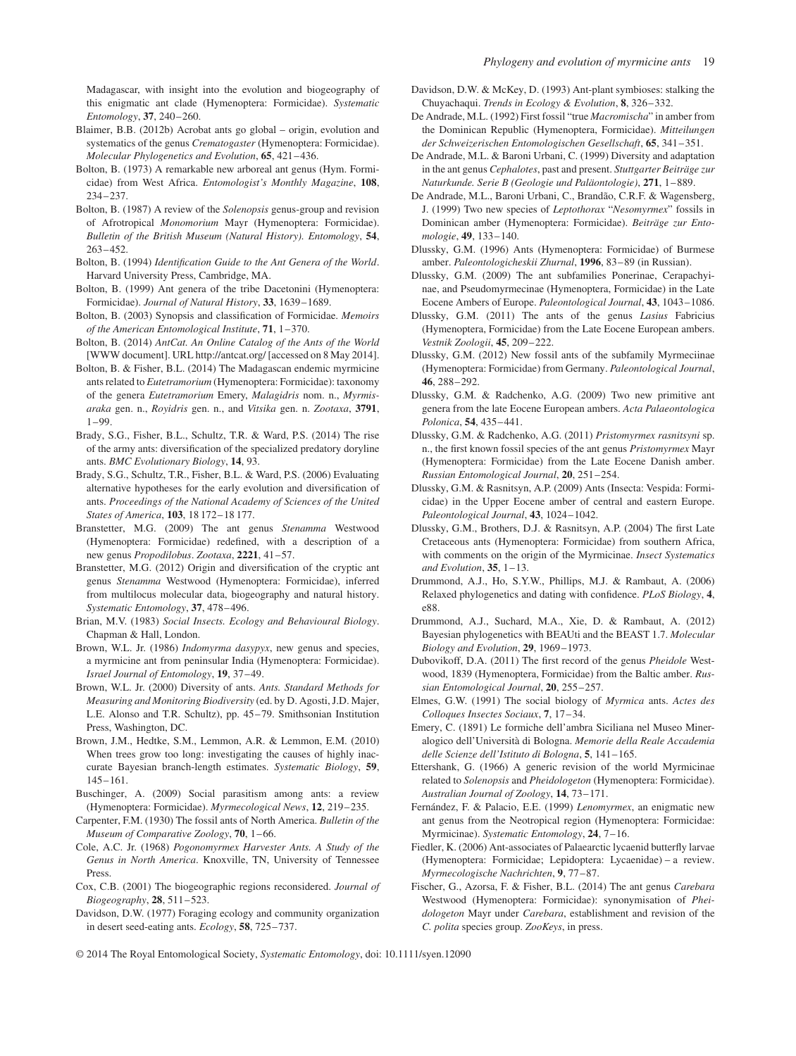Madagascar, with insight into the evolution and biogeography of this enigmatic ant clade (Hymenoptera: Formicidae). *Systematic Entomology*, **37**, 240–260.

Blaimer, B.B. (2012b) Acrobat ants go global – origin, evolution and systematics of the genus *Crematogaster* (Hymenoptera: Formicidae). *Molecular Phylogenetics and Evolution*, **65**, 421–436.

Bolton, B. (1973) A remarkable new arboreal ant genus (Hym. Formicidae) from West Africa. *Entomologist's Monthly Magazine*, **108**, 234–237.

Bolton, B. (1987) A review of the *Solenopsis* genus-group and revision of Afrotropical *Monomorium* Mayr (Hymenoptera: Formicidae). *Bulletin of the British Museum (Natural History). Entomology*, **54**, 263–452.

Bolton, B. (1994) *Identification Guide to the Ant Genera of the World*. Harvard University Press, Cambridge, MA.

Bolton, B. (1999) Ant genera of the tribe Dacetonini (Hymenoptera: Formicidae). *Journal of Natural History*, **33**, 1639–1689.

Bolton, B. (2003) Synopsis and classification of Formicidae. *Memoirs of the American Entomological Institute*, **71**, 1–370.

Bolton, B. (2014) *AntCat. An Online Catalog of the Ants of the World* [WWW document]. URL http://antcat.org/ [accessed on 8 May 2014].

Bolton, B. & Fisher, B.L. (2014) The Madagascan endemic myrmicine ants related to *Eutetramorium* (Hymenoptera: Formicidae): taxonomy of the genera *Eutetramorium* Emery, *Malagidris* nom. n., *Myrmisaraka* gen. n., *Royidris* gen. n., and *Vitsika* gen. n. *Zootaxa*, **3791**, 1–99.

Brady, S.G., Fisher, B.L., Schultz, T.R. & Ward, P.S. (2014) The rise of the army ants: diversification of the specialized predatory doryline ants. *BMC Evolutionary Biology*, **14**, 93.

Brady, S.G., Schultz, T.R., Fisher, B.L. & Ward, P.S. (2006) Evaluating alternative hypotheses for the early evolution and diversification of ants. *Proceedings of the National Academy of Sciences of the United States of America*, **103**, 18 172–18 177.

Branstetter, M.G. (2009) The ant genus *Stenamma* Westwood (Hymenoptera: Formicidae) redefined, with a description of a new genus *Propodilobus*. *Zootaxa*, **2221**, 41–57.

Branstetter, M.G. (2012) Origin and diversification of the cryptic ant genus *Stenamma* Westwood (Hymenoptera: Formicidae), inferred from multilocus molecular data, biogeography and natural history. *Systematic Entomology*, **37**, 478–496.

Brian, M.V. (1983) *Social Insects. Ecology and Behavioural Biology*. Chapman & Hall, London.

Brown, W.L. Jr. (1986) *Indomyrma dasypyx*, new genus and species, a myrmicine ant from peninsular India (Hymenoptera: Formicidae). *Israel Journal of Entomology*, **19**, 37–49.

Brown, W.L. Jr. (2000) Diversity of ants. *Ants. Standard Methods for Measuring and Monitoring Biodiversity* (ed. by D. Agosti, J.D. Majer, L.E. Alonso and T.R. Schultz), pp. 45–79. Smithsonian Institution Press, Washington, DC.

Brown, J.M., Hedtke, S.M., Lemmon, A.R. & Lemmon, E.M. (2010) When trees grow too long: investigating the causes of highly inaccurate Bayesian branch-length estimates. *Systematic Biology*, **59**, 145–161.

Buschinger, A. (2009) Social parasitism among ants: a review (Hymenoptera: Formicidae). *Myrmecological News*, **12**, 219–235.

Carpenter, F.M. (1930) The fossil ants of North America. *Bulletin of the Museum of Comparative Zoology*, **70**, 1–66.

Cole, A.C. Jr. (1968) *Pogonomyrmex Harvester Ants. A Study of the Genus in North America*. Knoxville, TN, University of Tennessee Press.

Cox, C.B. (2001) The biogeographic regions reconsidered. *Journal of Biogeography*, **28**, 511–523.

Davidson, D.W. (1977) Foraging ecology and community organization in desert seed-eating ants. *Ecology*, **58**, 725–737.

Davidson, D.W. & McKey, D. (1993) Ant-plant symbioses: stalking the Chuyachaqui. *Trends in Ecology & Evolution*, **8**, 326–332.

De Andrade, M.L. (1992) First fossil "true *Macromischa*" in amber from the Dominican Republic (Hymenoptera, Formicidae). *Mitteilungen der Schweizerischen Entomologischen Gesellschaft*, **65**, 341–351.

De Andrade, M.L. & Baroni Urbani, C. (1999) Diversity and adaptation in the ant genus *Cephalotes*, past and present. *Stuttgarter Beiträge zur Naturkunde. Serie B (Geologie und Paläontologie)*, **271**, 1–889.

De Andrade, M.L., Baroni Urbani, C., Brandão, C.R.F. & Wagensberg, J. (1999) Two new species of *Leptothorax* "*Nesomyrmex*" fossils in Dominican amber (Hymenoptera: Formicidae). *Beiträge zur Entomologie*, **49**, 133–140.

Dlussky, G.M. (1996) Ants (Hymenoptera: Formicidae) of Burmese amber. *Paleontologicheskii Zhurnal*, **1996**, 83–89 (in Russian).

Dlussky, G.M. (2009) The ant subfamilies Ponerinae, Cerapachyinae, and Pseudomyrmecinae (Hymenoptera, Formicidae) in the Late Eocene Ambers of Europe. *Paleontological Journal*, **43**, 1043–1086.

Dlussky, G.M. (2011) The ants of the genus *Lasius* Fabricius (Hymenoptera, Formicidae) from the Late Eocene European ambers. *Vestnik Zoologii*, **45**, 209–222.

Dlussky, G.M. (2012) New fossil ants of the subfamily Myrmeciinae (Hymenoptera: Formicidae) from Germany. *Paleontological Journal*, **46**, 288–292.

Dlussky, G.M. & Radchenko, A.G. (2009) Two new primitive ant genera from the late Eocene European ambers. *Acta Palaeontologica Polonica*, **54**, 435–441.

Dlussky, G.M. & Radchenko, A.G. (2011) *Pristomyrmex rasnitsyni* sp. n., the first known fossil species of the ant genus *Pristomyrmex* Mayr (Hymenoptera: Formicidae) from the Late Eocene Danish amber. *Russian Entomological Journal*, **20**, 251–254.

Dlussky, G.M. & Rasnitsyn, A.P. (2009) Ants (Insecta: Vespida: Formicidae) in the Upper Eocene amber of central and eastern Europe. *Paleontological Journal*, **43**, 1024–1042.

Dlussky, G.M., Brothers, D.J. & Rasnitsyn, A.P. (2004) The first Late Cretaceous ants (Hymenoptera: Formicidae) from southern Africa, with comments on the origin of the Myrmicinae. *Insect Systematics and Evolution*, **35**, 1–13.

Drummond, A.J., Ho, S.Y.W., Phillips, M.J. & Rambaut, A. (2006) Relaxed phylogenetics and dating with confidence. *PLoS Biology*, **4**, e88.

Drummond, A.J., Suchard, M.A., Xie, D. & Rambaut, A. (2012) Bayesian phylogenetics with BEAUti and the BEAST 1.7. *Molecular Biology and Evolution*, **29**, 1969–1973.

Dubovikoff, D.A. (2011) The first record of the genus *Pheidole* Westwood, 1839 (Hymenoptera, Formicidae) from the Baltic amber. *Russian Entomological Journal*, **20**, 255–257.

Elmes, G.W. (1991) The social biology of *Myrmica* ants. *Actes des Colloques Insectes Sociaux*, **7**, 17–34.

Emery, C. (1891) Le formiche dell'ambra Siciliana nel Museo Mineralogico dell'Università di Bologna. *Memorie della Reale Accademia delle Scienze dell'Istituto di Bologna*, **5**, 141–165.

Ettershank, G. (1966) A generic revision of the world Myrmicinae related to *Solenopsis* and *Pheidologeton* (Hymenoptera: Formicidae). *Australian Journal of Zoology*, **14**, 73–171.

Fernández, F. & Palacio, E.E. (1999) *Lenomyrmex*, an enigmatic new ant genus from the Neotropical region (Hymenoptera: Formicidae: Myrmicinae). *Systematic Entomology*, **24**, 7–16.

Fiedler, K. (2006) Ant-associates of Palaearctic lycaenid butterfly larvae (Hymenoptera: Formicidae; Lepidoptera: Lycaenidae) – a review. *Myrmecologische Nachrichten*, **9**, 77–87.

Fischer, G., Azorsa, F. & Fisher, B.L. (2014) The ant genus *Carebara* Westwood (Hymenoptera: Formicidae): synonymisation of *Pheidologeton* Mayr under *Carebara*, establishment and revision of the *C. polita* species group. *ZooKeys*, in press.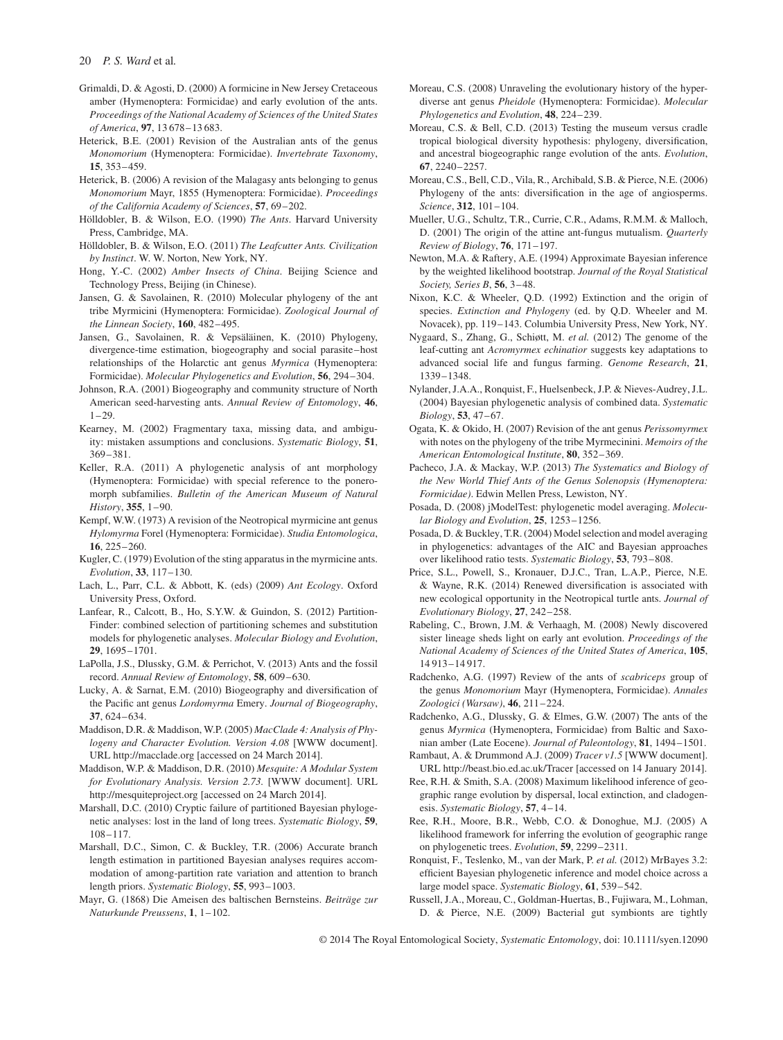Grimaldi, D. & Agosti, D. (2000) A formicine in New Jersey Cretaceous amber (Hymenoptera: Formicidae) and early evolution of the ants. *Proceedings of the National Academy of Sciences of the United States of America*, **97**, 13 678–13 683.

Heterick, B.E. (2001) Revision of the Australian ants of the genus *Monomorium* (Hymenoptera: Formicidae). *Invertebrate Taxonomy*, **15**, 353–459.

Heterick, B. (2006) A revision of the Malagasy ants belonging to genus *Monomorium* Mayr, 1855 (Hymenoptera: Formicidae). *Proceedings of the California Academy of Sciences*, **57**, 69–202.

Hölldobler, B. & Wilson, E.O. (1990) *The Ants*. Harvard University Press, Cambridge, MA.

Hölldobler, B. & Wilson, E.O. (2011) *The Leafcutter Ants. Civilization by Instinct*. W. W. Norton, New York, NY.

Hong, Y.-C. (2002) *Amber Insects of China*. Beijing Science and Technology Press, Beijing (in Chinese).

Jansen, G. & Savolainen, R. (2010) Molecular phylogeny of the ant tribe Myrmicini (Hymenoptera: Formicidae). *Zoological Journal of the Linnean Society*, **160**, 482–495.

Jansen, G., Savolainen, R. & Vepsäläinen, K. (2010) Phylogeny, divergence-time estimation, biogeography and social parasite–host relationships of the Holarctic ant genus *Myrmica* (Hymenoptera: Formicidae). *Molecular Phylogenetics and Evolution*, **56**, 294–304.

Johnson, R.A. (2001) Biogeography and community structure of North American seed-harvesting ants. *Annual Review of Entomology*, **46**, 1–29.

Kearney, M. (2002) Fragmentary taxa, missing data, and ambiguity: mistaken assumptions and conclusions. *Systematic Biology*, **51**, 369–381.

Keller, R.A. (2011) A phylogenetic analysis of ant morphology (Hymenoptera: Formicidae) with special reference to the poneromorph subfamilies. *Bulletin of the American Museum of Natural History*, **355**, 1–90.

Kempf, W.W. (1973) A revision of the Neotropical myrmicine ant genus *Hylomyrma* Forel (Hymenoptera: Formicidae). *Studia Entomologica*, **16**, 225–260.

Kugler, C. (1979) Evolution of the sting apparatus in the myrmicine ants. *Evolution*, **33**, 117–130.

Lach, L., Parr, C.L. & Abbott, K. (eds) (2009) *Ant Ecology*. Oxford University Press, Oxford.

Lanfear, R., Calcott, B., Ho, S.Y.W. & Guindon, S. (2012) PartitionFinder: combined selection of partitioning schemes and substitution models for phylogenetic analyses. *Molecular Biology and Evolution*, **29**, 1695–1701.

LaPolla, J.S., Dlussky, G.M. & Perrichot, V. (2013) Ants and the fossil record. *Annual Review of Entomology*, **58**, 609–630.

Lucky, A. & Sarnat, E.M. (2010) Biogeography and diversification of the Pacific ant genus *Lordomyrma* Emery. *Journal of Biogeography*, **37**, 624–634.

Maddison, D.R. & Maddison, W.P. (2005) *MacClade 4: Analysis of Phylogeny and Character Evolution. Version 4.08* [WWW document]. URL http://macclade.org [accessed on 24 March 2014].

Maddison, W.P. & Maddison, D.R. (2010) *Mesquite: A Modular System for Evolutionary Analysis. Version 2.73*. [WWW document]. URL http://mesquiteproject.org [accessed on 24 March 2014].

Marshall, D.C. (2010) Cryptic failure of partitioned Bayesian phylogenetic analyses: lost in the land of long trees. *Systematic Biology*, **59**, 108–117.

Marshall, D.C., Simon, C. & Buckley, T.R. (2006) Accurate branch length estimation in partitioned Bayesian analyses requires accommodation of among-partition rate variation and attention to branch length priors. *Systematic Biology*, **55**, 993–1003.

Mayr, G. (1868) Die Ameisen des baltischen Bernsteins. *Beiträge zur Naturkunde Preussens*, **1**, 1–102.

Moreau, C.S. (2008) Unraveling the evolutionary history of the hyperdiverse ant genus *Pheidole* (Hymenoptera: Formicidae). *Molecular Phylogenetics and Evolution*, **48**, 224–239.

Moreau, C.S. & Bell, C.D. (2013) Testing the museum versus cradle tropical biological diversity hypothesis: phylogeny, diversification, and ancestral biogeographic range evolution of the ants. *Evolution*, **67**, 2240–2257.

Moreau, C.S., Bell, C.D., Vila, R., Archibald, S.B. & Pierce, N.E. (2006) Phylogeny of the ants: diversification in the age of angiosperms. *Science*, **312**, 101–104.

Mueller, U.G., Schultz, T.R., Currie, C.R., Adams, R.M.M. & Malloch, D. (2001) The origin of the attine ant-fungus mutualism. *Quarterly Review of Biology*, **76**, 171–197.

Newton, M.A. & Raftery, A.E. (1994) Approximate Bayesian inference by the weighted likelihood bootstrap. *Journal of the Royal Statistical Society, Series B*, **56**, 3–48.

Nixon, K.C. & Wheeler, Q.D. (1992) Extinction and the origin of species. *Extinction and Phylogeny* (ed. by Q.D. Wheeler and M. Novacek), pp. 119–143. Columbia University Press, New York, NY.

Nygaard, S., Zhang, G., Schiøtt, M. *et al.* (2012) The genome of the leaf-cutting ant *Acromyrmex echinatior* suggests key adaptations to advanced social life and fungus farming. *Genome Research*, **21**, 1339–1348.

Nylander, J.A.A., Ronquist, F., Huelsenbeck, J.P. & Nieves-Audrey, J.L. (2004) Bayesian phylogenetic analysis of combined data. *Systematic Biology*, **53**, 47–67.

Ogata, K. & Okido, H. (2007) Revision of the ant genus *Perissomyrmex* with notes on the phylogeny of the tribe Myrmecinini. *Memoirs of the American Entomological Institute*, **80**, 352–369.

Pacheco, J.A. & Mackay, W.P. (2013) *The Systematics and Biology of the New World Thief Ants of the Genus Solenopsis (Hymenoptera: Formicidae)*. Edwin Mellen Press, Lewiston, NY.

Posada, D. (2008) jModelTest: phylogenetic model averaging. *Molecular Biology and Evolution*, **25**, 1253–1256.

Posada, D. & Buckley, T.R. (2004) Model selection and model averaging in phylogenetics: advantages of the AIC and Bayesian approaches over likelihood ratio tests. *Systematic Biology*, **53**, 793–808.

Price, S.L., Powell, S., Kronauer, D.J.C., Tran, L.A.P., Pierce, N.E. & Wayne, R.K. (2014) Renewed diversification is associated with new ecological opportunity in the Neotropical turtle ants. *Journal of Evolutionary Biology*, **27**, 242–258.

Rabeling, C., Brown, J.M. & Verhaagh, M. (2008) Newly discovered sister lineage sheds light on early ant evolution. *Proceedings of the National Academy of Sciences of the United States of America*, **105**, 14 913–14 917.

Radchenko, A.G. (1997) Review of the ants of *scabriceps* group of the genus *Monomorium* Mayr (Hymenoptera, Formicidae). *Annales Zoologici (Warsaw)*, **46**, 211–224.

Radchenko, A.G., Dlussky, G. & Elmes, G.W. (2007) The ants of the genus *Myrmica* (Hymenoptera, Formicidae) from Baltic and Saxonian amber (Late Eocene). *Journal of Paleontology*, **81**, 1494–1501.

Rambaut, A. & Drummond A.J. (2009) *Tracer v1.5* [WWW document]. URL http://beast.bio.ed.ac.uk/Tracer [accessed on 14 January 2014].

Ree, R.H. & Smith, S.A. (2008) Maximum likelihood inference of geographic range evolution by dispersal, local extinction, and cladogenesis. *Systematic Biology*, **57**, 4–14.

Ree, R.H., Moore, B.R., Webb, C.O. & Donoghue, M.J. (2005) A likelihood framework for inferring the evolution of geographic range on phylogenetic trees. *Evolution*, **59**, 2299–2311.

Ronquist, F., Teslenko, M., van der Mark, P. *et al.* (2012) MrBayes 3.2: efficient Bayesian phylogenetic inference and model choice across a large model space. *Systematic Biology*, **61**, 539–542.

Russell, J.A., Moreau, C., Goldman-Huertas, B., Fujiwara, M., Lohman, D. & Pierce, N.E. (2009) Bacterial gut symbionts are tightly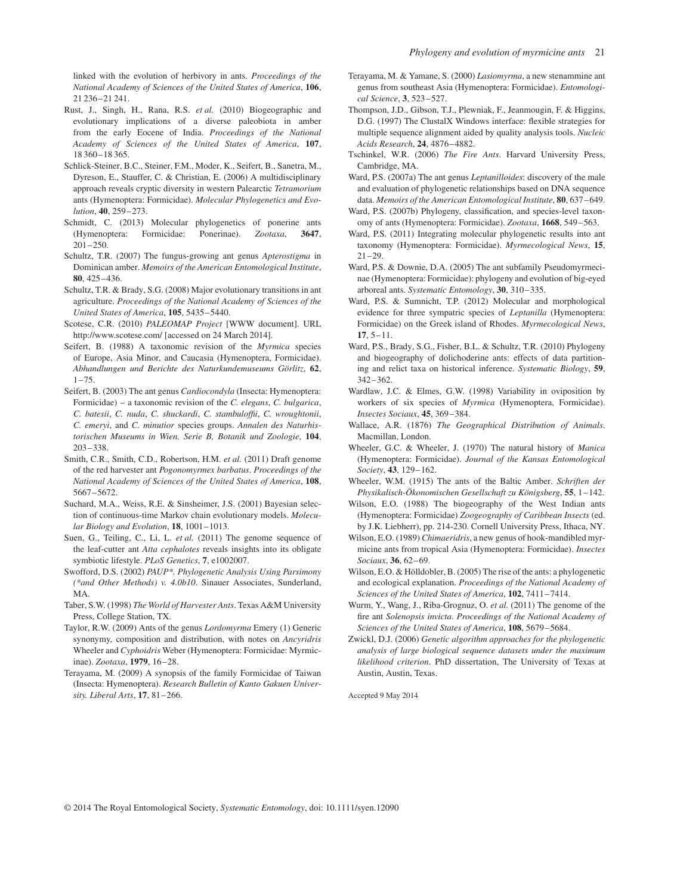linked with the evolution of herbivory in ants. *Proceedings of the National Academy of Sciences of the United States of America*, **106**, 21 236–21 241.

Rust, J., Singh, H., Rana, R.S. *et al.* (2010) Biogeographic and evolutionary implications of a diverse paleobiota in amber from the early Eocene of India. *Proceedings of the National Academy of Sciences of the United States of America*, **107**, 18 360–18 365.

Schlick-Steiner, B.C., Steiner, F.M., Moder, K., Seifert, B., Sanetra, M., Dyreson, E., Stauffer, C. & Christian, E. (2006) A multidisciplinary approach reveals cryptic diversity in western Palearctic *Tetramorium* ants (Hymenoptera: Formicidae). *Molecular Phylogenetics and Evolution*, **40**, 259–273.

Schmidt, C. (2013) Molecular phylogenetics of ponerine ants (Hymenoptera: Formicidae: Ponerinae). *Zootaxa*, **3647**, 201–250.

Schultz, T.R. (2007) The fungus-growing ant genus *Apterostigma* in Dominican amber. *Memoirs of the American Entomological Institute*, **80**, 425–436.

Schultz, T.R. & Brady, S.G. (2008) Major evolutionary transitions in ant agriculture. *Proceedings of the National Academy of Sciences of the United States of America*, **105**, 5435–5440.

Scotese, C.R. (2010) *PALEOMAP Project* [WWW document]. URL http://www.scotese.com/ [accessed on 24 March 2014].

Seifert, B. (1988) A taxonomic revision of the *Myrmica* species of Europe, Asia Minor, and Caucasia (Hymenoptera, Formicidae). *Abhandlungen und Berichte des Naturkundemuseums Görlitz*, **62**, 1–75.

Seifert, B. (2003) The ant genus *Cardiocondyla* (Insecta: Hymenoptera: Formicidae) – a taxonomic revision of the *C. elegans*, *C. bulgarica*, *C. batesii*, *C. nuda*, *C. shuckardi*, *C. stambuloffii*, *C. wroughtonii*, *C. emeryi*, and *C. minutior* species groups. *Annalen des Naturhistorischen Museums in Wien. Serie B, Botanik und Zoologie*, **104**, 203–338.

Smith, C.R., Smith, C.D., Robertson, H.M. *et al.* (2011) Draft genome of the red harvester ant *Pogonomyrmex barbatus*. *Proceedings of the National Academy of Sciences of the United States of America*, **108**, 5667–5672.

Suchard, M.A., Weiss, R.E. & Sinsheimer, J.S. (2001) Bayesian selection of continuous-time Markov chain evolutionary models. *Molecular Biology and Evolution*, **18**, 1001–1013.

Suen, G., Teiling, C., Li, L. *et al.* (2011) The genome sequence of the leaf-cutter ant *Atta cephalotes* reveals insights into its obligate symbiotic lifestyle. *PLoS Genetics*, **7**, e1002007.

Swofford, D.S. (2002) *PAUP\*. Phylogenetic Analysis Using Parsimony (\*and Other Methods) v. 4.0b10*. Sinauer Associates, Sunderland, MA.

Taber, S.W. (1998) *The World of Harvester Ants*. Texas A&M University Press, College Station, TX.

Taylor, R.W. (2009) Ants of the genus *Lordomyrma* Emery (1) Generic synonymy, composition and distribution, with notes on *Ancyridris* Wheeler and *Cyphoidris* Weber (Hymenoptera: Formicidae: Myrmicinae). *Zootaxa*, **1979**, 16–28.

Terayama, M. (2009) A synopsis of the family Formicidae of Taiwan (Insecta: Hymenoptera). *Research Bulletin of Kanto Gakuen University. Liberal Arts*, **17**, 81–266.

Terayama, M. & Yamane, S. (2000) *Lasiomyrma*, a new stenammine ant genus from southeast Asia (Hymenoptera: Formicidae). *Entomological Science*, **3**, 523–527.

Thompson, J.D., Gibson, T.J., Plewniak, F., Jeanmougin, F. & Higgins, D.G. (1997) The ClustalX Windows interface: flexible strategies for multiple sequence alignment aided by quality analysis tools. *Nucleic Acids Research*, **24**, 4876–4882.

Tschinkel, W.R. (2006) *The Fire Ants*. Harvard University Press, Cambridge, MA.

Ward, P.S. (2007a) The ant genus *Leptanilloides*: discovery of the male and evaluation of phylogenetic relationships based on DNA sequence data. *Memoirs of the American Entomological Institute*, **80**, 637–649.

Ward, P.S. (2007b) Phylogeny, classification, and species-level taxonomy of ants (Hymenoptera: Formicidae). *Zootaxa*, **1668**, 549–563.

Ward, P.S. (2011) Integrating molecular phylogenetic results into ant taxonomy (Hymenoptera: Formicidae). *Myrmecological News*, **15**, 21–29.

Ward, P.S. & Downie, D.A. (2005) The ant subfamily Pseudomyrmecinae (Hymenoptera: Formicidae): phylogeny and evolution of big-eyed arboreal ants. *Systematic Entomology*, **30**, 310–335.

Ward, P.S. & Sumnicht, T.P. (2012) Molecular and morphological evidence for three sympatric species of *Leptanilla* (Hymenoptera: Formicidae) on the Greek island of Rhodes. *Myrmecological News*, **17**, 5–11.

Ward, P.S., Brady, S.G., Fisher, B.L. & Schultz, T.R. (2010) Phylogeny and biogeography of dolichoderine ants: effects of data partitioning and relict taxa on historical inference. *Systematic Biology*, **59**, 342–362.

Wardlaw, J.C. & Elmes, G.W. (1998) Variability in oviposition by workers of six species of *Myrmica* (Hymenoptera, Formicidae). *Insectes Sociaux*, **45**, 369–384.

Wallace, A.R. (1876) *The Geographical Distribution of Animals*. Macmillan, London.

Wheeler, G.C. & Wheeler, J. (1970) The natural history of *Manica* (Hymenoptera: Formicidae). *Journal of the Kansas Entomological Society*, **43**, 129–162.

Wheeler, W.M. (1915) The ants of the Baltic Amber. *Schriften der Physikalisch-Ökonomischen Gesellschaft zu Königsberg*, **55**, 1–142.

Wilson, E.O. (1988) The biogeography of the West Indian ants (Hymenoptera: Formicidae) *Zoogeography of Caribbean Insects* (ed. by J.K. Liebherr), pp. 214-230. Cornell University Press, Ithaca, NY.

Wilson, E.O. (1989) *Chimaeridris*, a new genus of hook-mandibled myrmicine ants from tropical Asia (Hymenoptera: Formicidae). *Insectes Sociaux*, **36**, 62–69.

Wilson, E.O. & Hölldobler, B. (2005) The rise of the ants: a phylogenetic and ecological explanation. *Proceedings of the National Academy of Sciences of the United States of America*, **102**, 7411–7414.

Wurm, Y., Wang, J., Riba-Grognuz, O. *et al.* (2011) The genome of the fire ant *Solenopsis invicta*. *Proceedings of the National Academy of Sciences of the United States of America*, **108**, 5679–5684.

Zwickl, D.J. (2006) *Genetic algorithm approaches for the phylogenetic analysis of large biological sequence datasets under the maximum likelihood criterion*. PhD dissertation, The University of Texas at Austin, Austin, Texas.

Accepted 9 May 2014